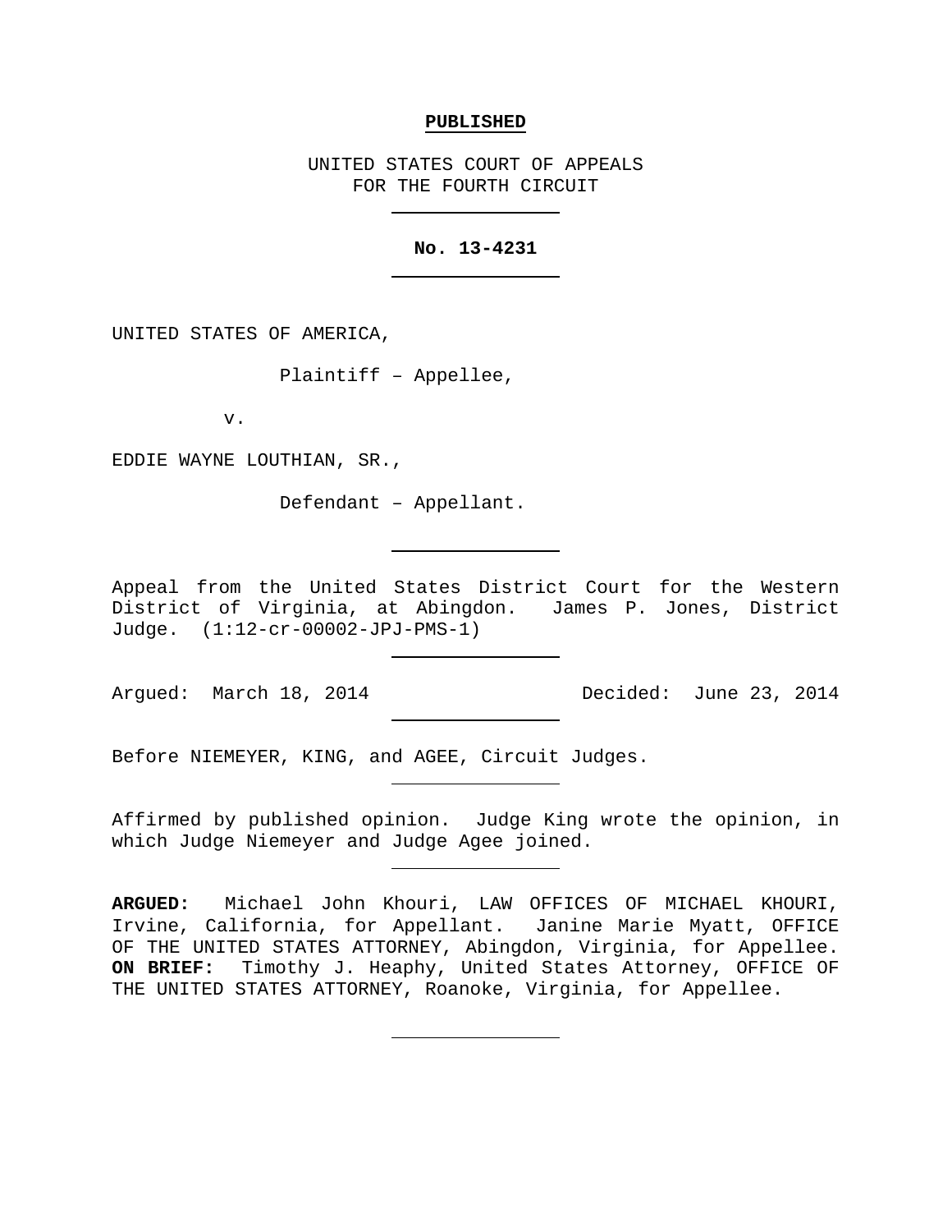**PUBLISHED**

UNITED STATES COURT OF APPEALS
FOR THE FOURTH CIRCUIT

---

**No. 13-4231**

---

UNITED STATES OF AMERICA,

Plaintiff – Appellee,

v.

EDDIE WAYNE LOUTHIAN, SR.,

Defendant – Appellant.

---

Appeal from the United States District Court for the Western District of Virginia, at Abingdon. James P. Jones, District Judge. (1:12-cr-00002-JPJ-PMS-1)

---

Argued: March 18, 2014 Decided: June 23, 2014

---

Before NIEMEYER, KING, and AGEE, Circuit Judges.

---

Affirmed by published opinion. Judge King wrote the opinion, in which Judge Niemeyer and Judge Agee joined.

---

**ARGUED:** Michael John Khouri, LAW OFFICES OF MICHAEL KHOURI, Irvine, California, for Appellant. Janine Marie Myatt, OFFICE OF THE UNITED STATES ATTORNEY, Abingdon, Virginia, for Appellee. **ON BRIEF:** Timothy J. Heaphy, United States Attorney, OFFICE OF THE UNITED STATES ATTORNEY, Roanoke, Virginia, for Appellee.

---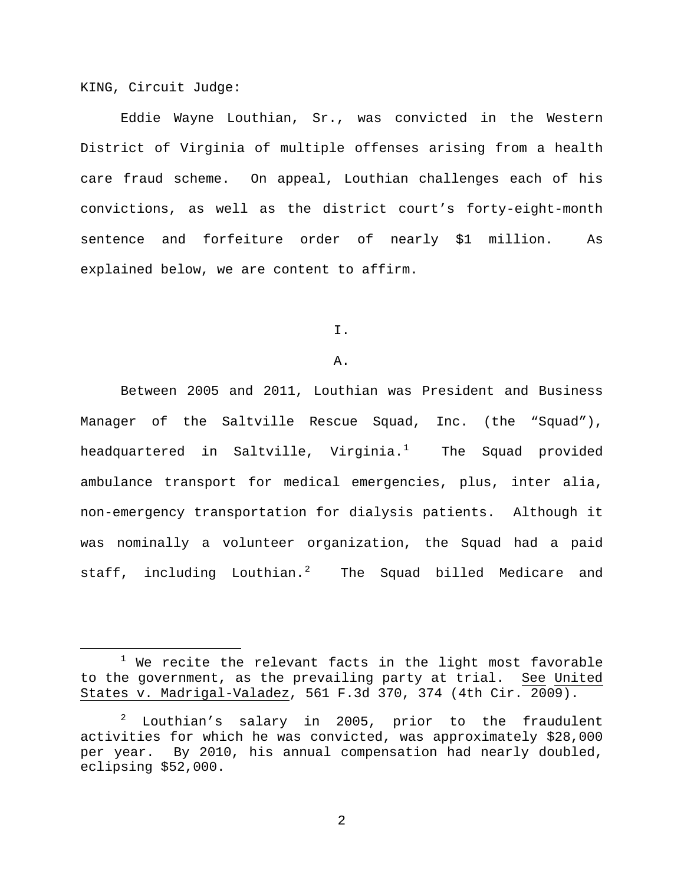KING, Circuit Judge:

Eddie Wayne Louthian, Sr., was convicted in the Western District of Virginia of multiple offenses arising from a health care fraud scheme. On appeal, Louthian challenges each of his convictions, as well as the district court's forty-eight-month sentence and forfeiture order of nearly $1 million. As explained below, we are content to affirm.

# I.

## A.

Between 2005 and 2011, Louthian was President and Business Manager of the Saltville Rescue Squad, Inc. (the "Squad"), headquartered in Saltville, Virginia.[1] The Squad provided ambulance transport for medical emergencies, plus, inter alia, non-emergency transportation for dialysis patients. Although it was nominally a volunteer organization, the Squad had a paid staff, including Louthian.[2] The Squad billed Medicare and

---

[1] We recite the relevant facts in the light most favorable to the government, as the prevailing party at trial. See United States v. Madrigal-Valadez, 561 F.3d 370, 374 (4th Cir. 2009).

[2] Louthian's salary in 2005, prior to the fraudulent activities for which he was convicted, was approximately $28,000 per year. By 2010, his annual compensation had nearly doubled, eclipsing $52,000.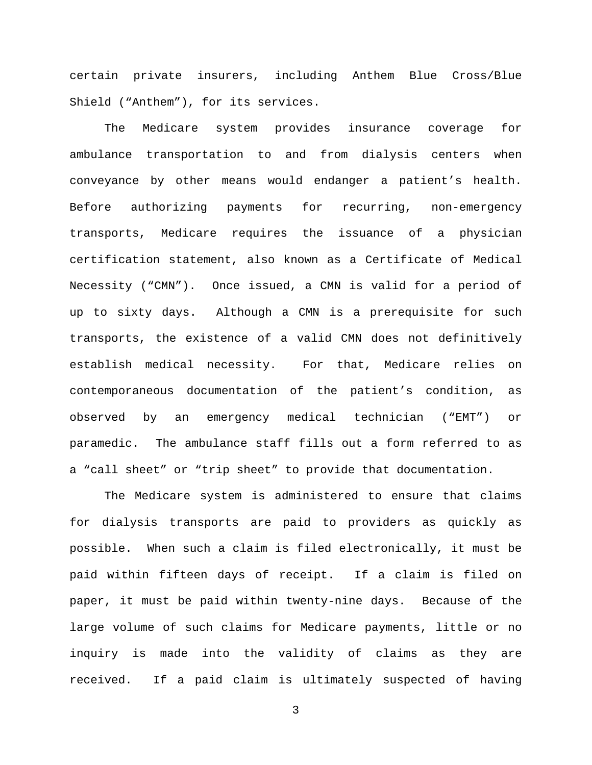certain private insurers, including Anthem Blue Cross/Blue Shield ("Anthem"), for its services.

The Medicare system provides insurance coverage for ambulance transportation to and from dialysis centers when conveyance by other means would endanger a patient's health. Before authorizing payments for recurring, non-emergency transports, Medicare requires the issuance of a physician certification statement, also known as a Certificate of Medical Necessity ("CMN"). Once issued, a CMN is valid for a period of up to sixty days. Although a CMN is a prerequisite for such transports, the existence of a valid CMN does not definitively establish medical necessity. For that, Medicare relies on contemporaneous documentation of the patient's condition, as observed by an emergency medical technician ("EMT") or paramedic. The ambulance staff fills out a form referred to as a "call sheet" or "trip sheet" to provide that documentation.

The Medicare system is administered to ensure that claims for dialysis transports are paid to providers as quickly as possible. When such a claim is filed electronically, it must be paid within fifteen days of receipt. If a claim is filed on paper, it must be paid within twenty-nine days. Because of the large volume of such claims for Medicare payments, little or no inquiry is made into the validity of claims as they are received. If a paid claim is ultimately suspected of having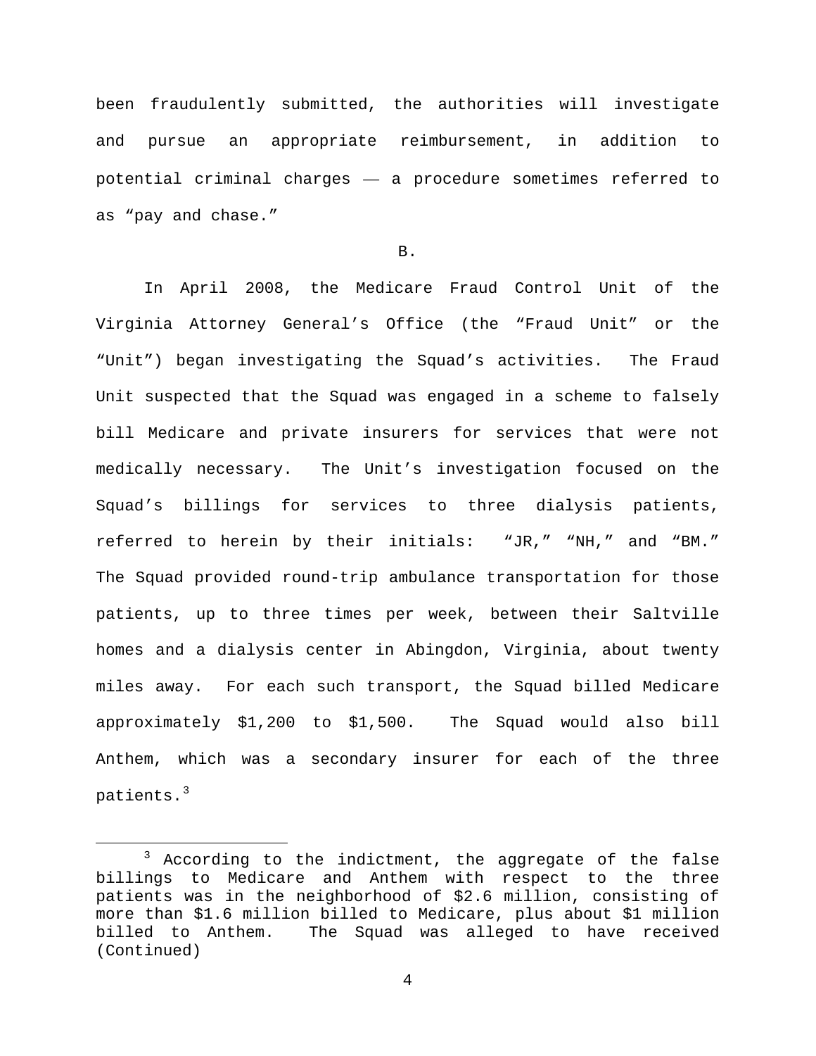been fraudulently submitted, the authorities will investigate and pursue an appropriate reimbursement, in addition to potential criminal charges — a procedure sometimes referred to as "pay and chase."

B.

In April 2008, the Medicare Fraud Control Unit of the Virginia Attorney General's Office (the "Fraud Unit" or the "Unit") began investigating the Squad's activities. The Fraud Unit suspected that the Squad was engaged in a scheme to falsely bill Medicare and private insurers for services that were not medically necessary. The Unit's investigation focused on the Squad's billings for services to three dialysis patients, referred to herein by their initials: "JR," "NH," and "BM." The Squad provided round-trip ambulance transportation for those patients, up to three times per week, between their Saltville homes and a dialysis center in Abingdon, Virginia, about twenty miles away. For each such transport, the Squad billed Medicare approximately $1,200 to $1,500. The Squad would also bill Anthem, which was a secondary insurer for each of the three patients.[3]

[3] According to the indictment, the aggregate of the false billings to Medicare and Anthem with respect to the three patients was in the neighborhood of $2.6 million, consisting of more than $1.6 million billed to Medicare, plus about $1 million billed to Anthem. The Squad was alleged to have received (Continued)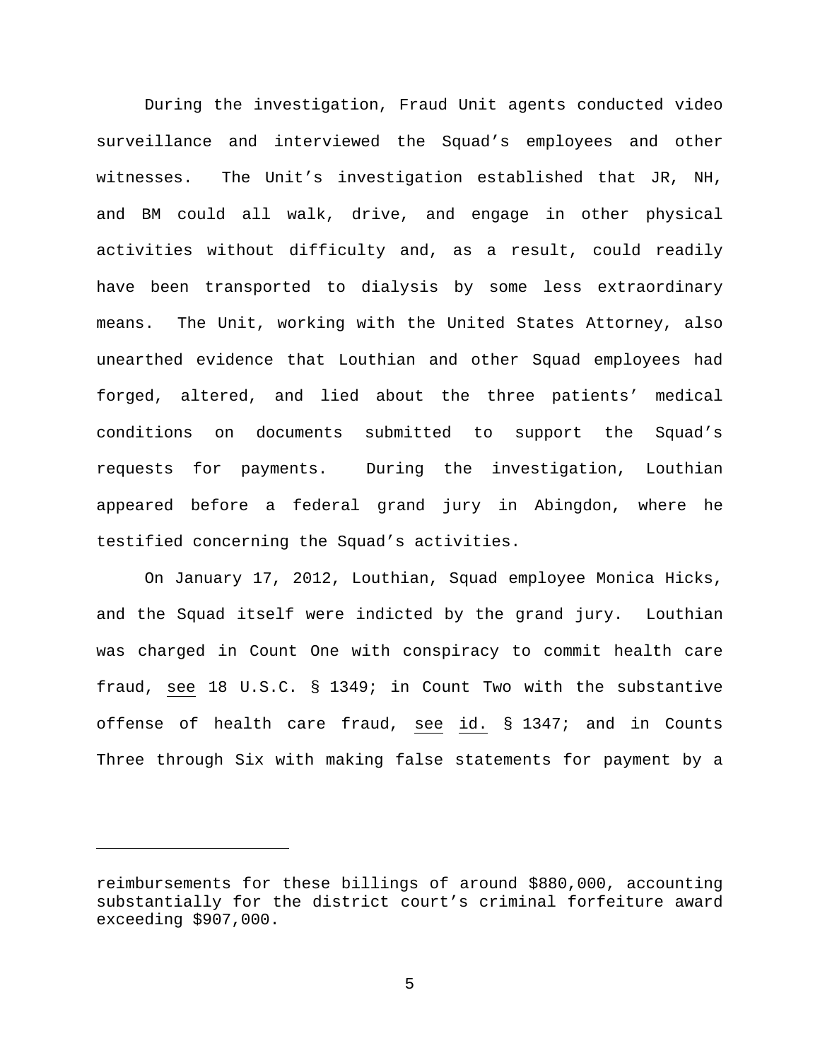During the investigation, Fraud Unit agents conducted video surveillance and interviewed the Squad's employees and other witnesses. The Unit's investigation established that JR, NH, and BM could all walk, drive, and engage in other physical activities without difficulty and, as a result, could readily have been transported to dialysis by some less extraordinary means. The Unit, working with the United States Attorney, also unearthed evidence that Louthian and other Squad employees had forged, altered, and lied about the three patients' medical conditions on documents submitted to support the Squad's requests for payments. During the investigation, Louthian appeared before a federal grand jury in Abingdon, where he testified concerning the Squad's activities.

On January 17, 2012, Louthian, Squad employee Monica Hicks, and the Squad itself were indicted by the grand jury. Louthian was charged in Count One with conspiracy to commit health care fraud, see 18 U.S.C. § 1349; in Count Two with the substantive offense of health care fraud, see id. § 1347; and in Counts Three through Six with making false statements for payment by a

---

reimbursements for these billings of around $880,000, accounting substantially for the district court's criminal forfeiture award exceeding $907,000.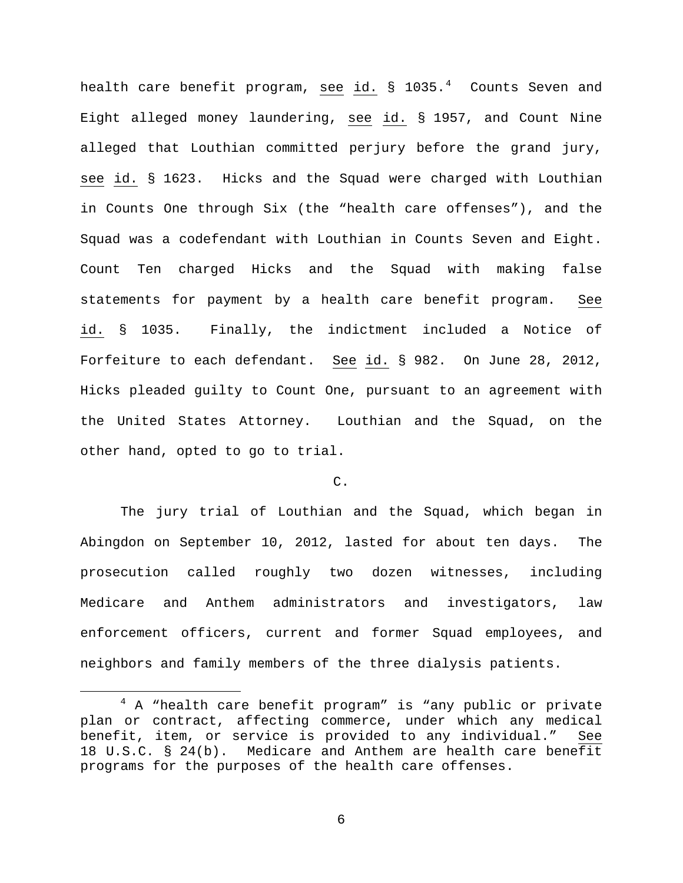health care benefit program, see id. § 1035.[4] Counts Seven and Eight alleged money laundering, see id. § 1957, and Count Nine alleged that Louthian committed perjury before the grand jury, see id. § 1623. Hicks and the Squad were charged with Louthian in Counts One through Six (the "health care offenses"), and the Squad was a codefendant with Louthian in Counts Seven and Eight. Count Ten charged Hicks and the Squad with making false statements for payment by a health care benefit program. See id. § 1035. Finally, the indictment included a Notice of Forfeiture to each defendant. See id. § 982. On June 28, 2012, Hicks pleaded guilty to Count One, pursuant to an agreement with the United States Attorney. Louthian and the Squad, on the other hand, opted to go to trial.

C.

The jury trial of Louthian and the Squad, which began in Abingdon on September 10, 2012, lasted for about ten days. The prosecution called roughly two dozen witnesses, including Medicare and Anthem administrators and investigators, law enforcement officers, current and former Squad employees, and neighbors and family members of the three dialysis patients.

---

[4] A "health care benefit program" is "any public or private plan or contract, affecting commerce, under which any medical benefit, item, or service is provided to any individual." See 18 U.S.C. § 24(b). Medicare and Anthem are health care benefit programs for the purposes of the health care offenses.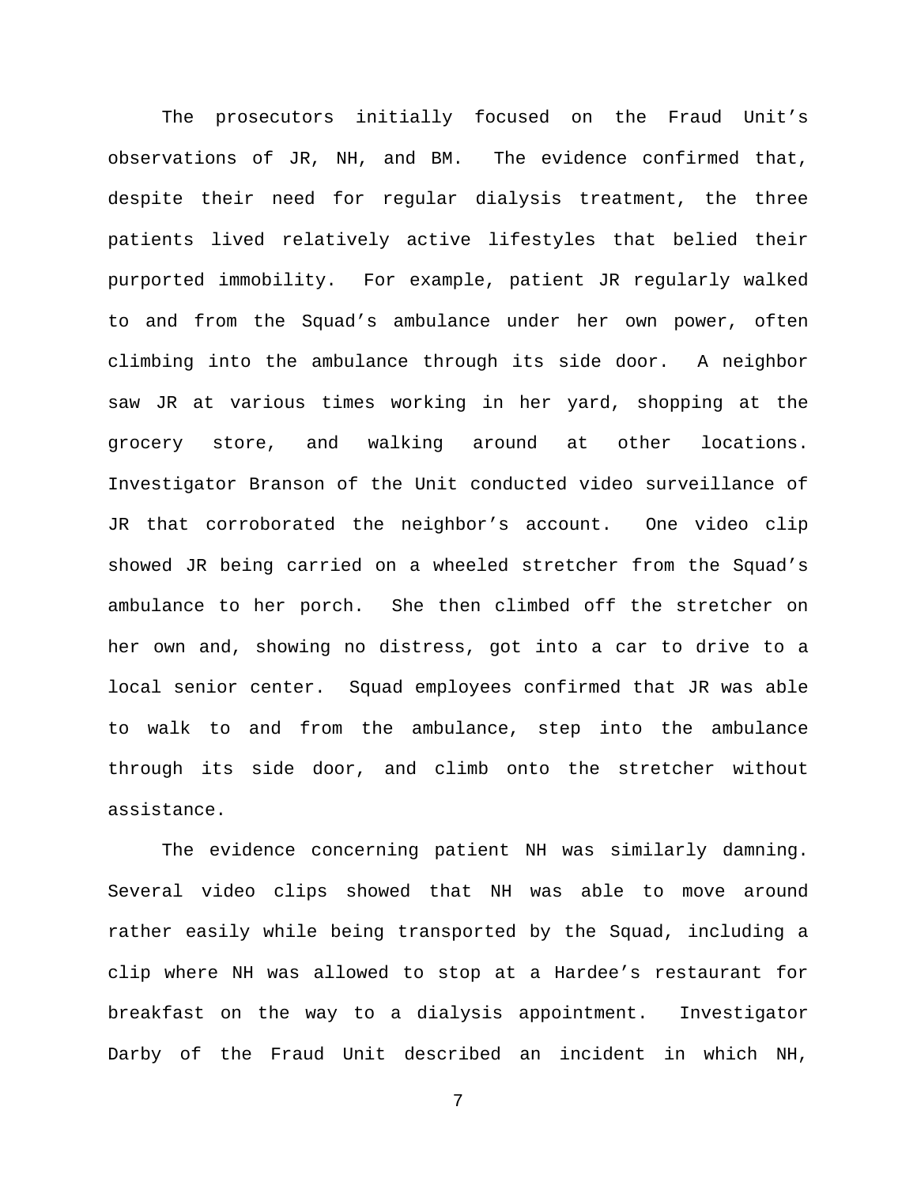The prosecutors initially focused on the Fraud Unit's observations of JR, NH, and BM. The evidence confirmed that, despite their need for regular dialysis treatment, the three patients lived relatively active lifestyles that belied their purported immobility. For example, patient JR regularly walked to and from the Squad's ambulance under her own power, often climbing into the ambulance through its side door. A neighbor saw JR at various times working in her yard, shopping at the grocery store, and walking around at other locations. Investigator Branson of the Unit conducted video surveillance of JR that corroborated the neighbor's account. One video clip showed JR being carried on a wheeled stretcher from the Squad's ambulance to her porch. She then climbed off the stretcher on her own and, showing no distress, got into a car to drive to a local senior center. Squad employees confirmed that JR was able to walk to and from the ambulance, step into the ambulance through its side door, and climb onto the stretcher without assistance.

The evidence concerning patient NH was similarly damning. Several video clips showed that NH was able to move around rather easily while being transported by the Squad, including a clip where NH was allowed to stop at a Hardee's restaurant for breakfast on the way to a dialysis appointment. Investigator Darby of the Fraud Unit described an incident in which NH,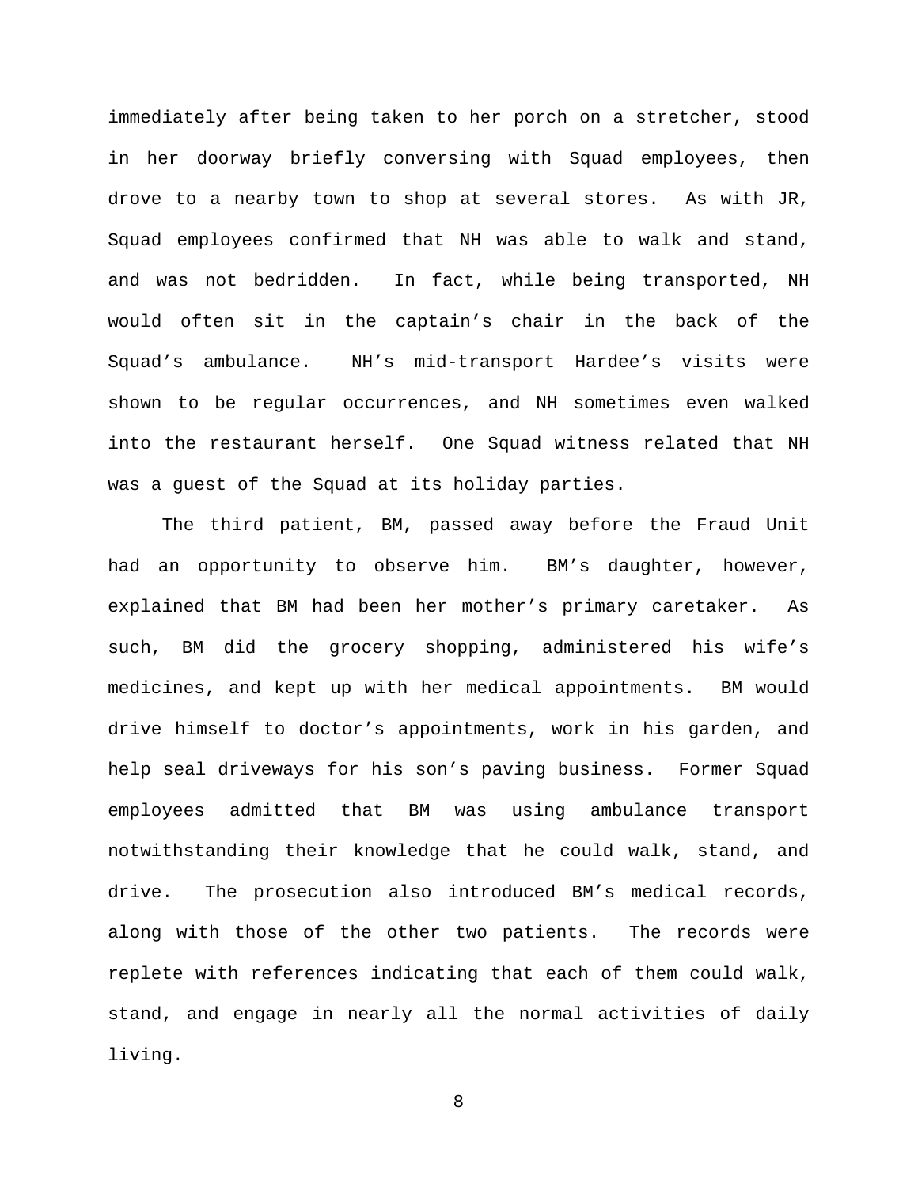immediately after being taken to her porch on a stretcher, stood in her doorway briefly conversing with Squad employees, then drove to a nearby town to shop at several stores. As with JR, Squad employees confirmed that NH was able to walk and stand, and was not bedridden. In fact, while being transported, NH would often sit in the captain's chair in the back of the Squad's ambulance. NH's mid-transport Hardee's visits were shown to be regular occurrences, and NH sometimes even walked into the restaurant herself. One Squad witness related that NH was a guest of the Squad at its holiday parties.

The third patient, BM, passed away before the Fraud Unit had an opportunity to observe him. BM's daughter, however, explained that BM had been her mother's primary caretaker. As such, BM did the grocery shopping, administered his wife's medicines, and kept up with her medical appointments. BM would drive himself to doctor's appointments, work in his garden, and help seal driveways for his son's paving business. Former Squad employees admitted that BM was using ambulance transport notwithstanding their knowledge that he could walk, stand, and drive. The prosecution also introduced BM's medical records, along with those of the other two patients. The records were replete with references indicating that each of them could walk, stand, and engage in nearly all the normal activities of daily living.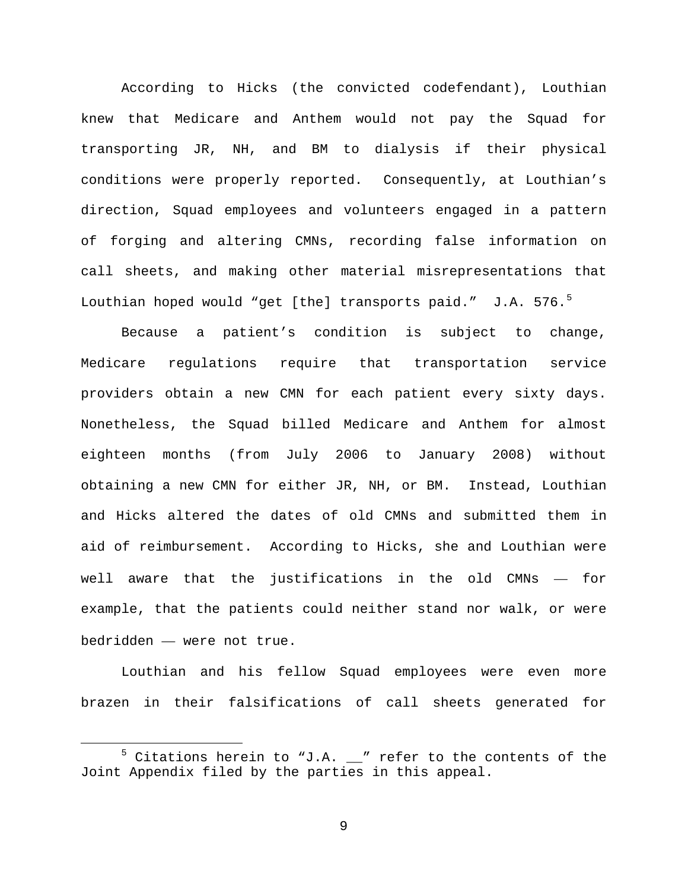According to Hicks (the convicted codefendant), Louthian knew that Medicare and Anthem would not pay the Squad for transporting JR, NH, and BM to dialysis if their physical conditions were properly reported. Consequently, at Louthian's direction, Squad employees and volunteers engaged in a pattern of forging and altering CMNs, recording false information on call sheets, and making other material misrepresentations that Louthian hoped would "get [the] transports paid." J.A. 576.[5]

Because a patient's condition is subject to change, Medicare regulations require that transportation service providers obtain a new CMN for each patient every sixty days. Nonetheless, the Squad billed Medicare and Anthem for almost eighteen months (from July 2006 to January 2008) without obtaining a new CMN for either JR, NH, or BM. Instead, Louthian and Hicks altered the dates of old CMNs and submitted them in aid of reimbursement. According to Hicks, she and Louthian were well aware that the justifications in the old CMNs — for example, that the patients could neither stand nor walk, or were bedridden — were not true.

Louthian and his fellow Squad employees were even more brazen in their falsifications of call sheets generated for

[5] Citations herein to "J.A. __" refer to the contents of the Joint Appendix filed by the parties in this appeal.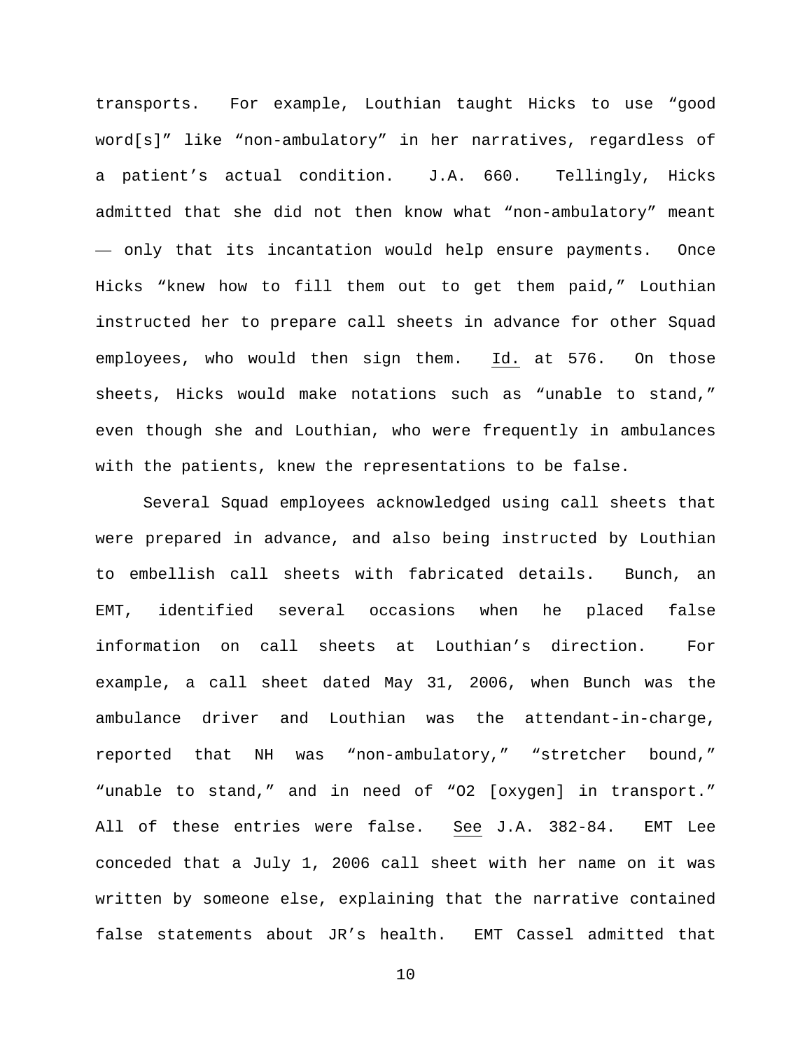transports. For example, Louthian taught Hicks to use "good word[s]" like "non-ambulatory" in her narratives, regardless of a patient's actual condition. J.A. 660. Tellingly, Hicks admitted that she did not then know what "non-ambulatory" meant — only that its incantation would help ensure payments. Once Hicks "knew how to fill them out to get them paid," Louthian instructed her to prepare call sheets in advance for other Squad employees, who would then sign them. Id. at 576. On those sheets, Hicks would make notations such as "unable to stand," even though she and Louthian, who were frequently in ambulances with the patients, knew the representations to be false.

Several Squad employees acknowledged using call sheets that were prepared in advance, and also being instructed by Louthian to embellish call sheets with fabricated details. Bunch, an EMT, identified several occasions when he placed false information on call sheets at Louthian's direction. For example, a call sheet dated May 31, 2006, when Bunch was the ambulance driver and Louthian was the attendant-in-charge, reported that NH was "non-ambulatory," "stretcher bound," "unable to stand," and in need of "O2 [oxygen] in transport." All of these entries were false. See J.A. 382-84. EMT Lee conceded that a July 1, 2006 call sheet with her name on it was written by someone else, explaining that the narrative contained false statements about JR's health. EMT Cassel admitted that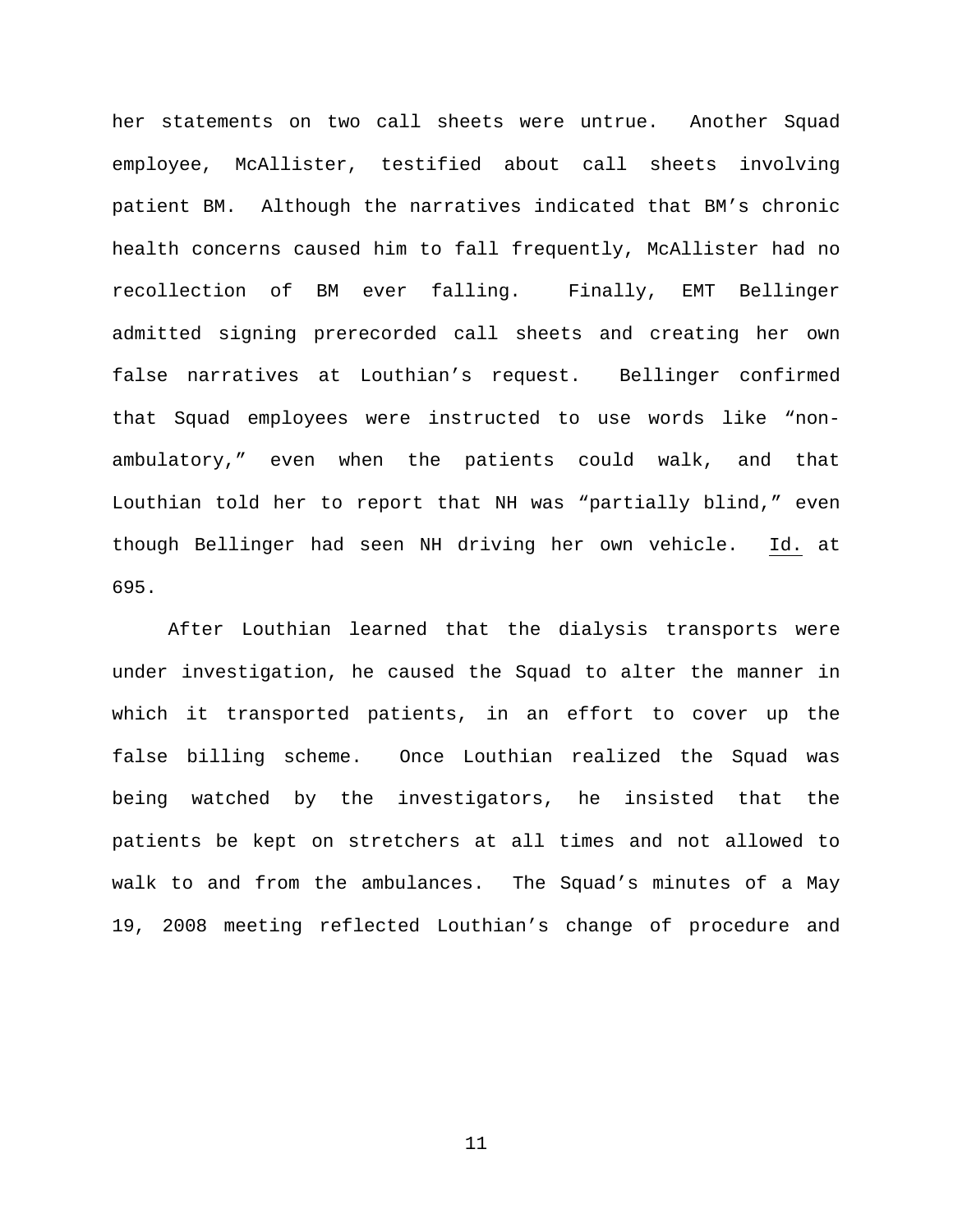her statements on two call sheets were untrue. Another Squad employee, McAllister, testified about call sheets involving patient BM. Although the narratives indicated that BM's chronic health concerns caused him to fall frequently, McAllister had no recollection of BM ever falling. Finally, EMT Bellinger admitted signing prerecorded call sheets and creating her own false narratives at Louthian's request. Bellinger confirmed that Squad employees were instructed to use words like "non-ambulatory," even when the patients could walk, and that Louthian told her to report that NH was "partially blind," even though Bellinger had seen NH driving her own vehicle. Id. at 695.

After Louthian learned that the dialysis transports were under investigation, he caused the Squad to alter the manner in which it transported patients, in an effort to cover up the false billing scheme. Once Louthian realized the Squad was being watched by the investigators, he insisted that the patients be kept on stretchers at all times and not allowed to walk to and from the ambulances. The Squad's minutes of a May 19, 2008 meeting reflected Louthian's change of procedure and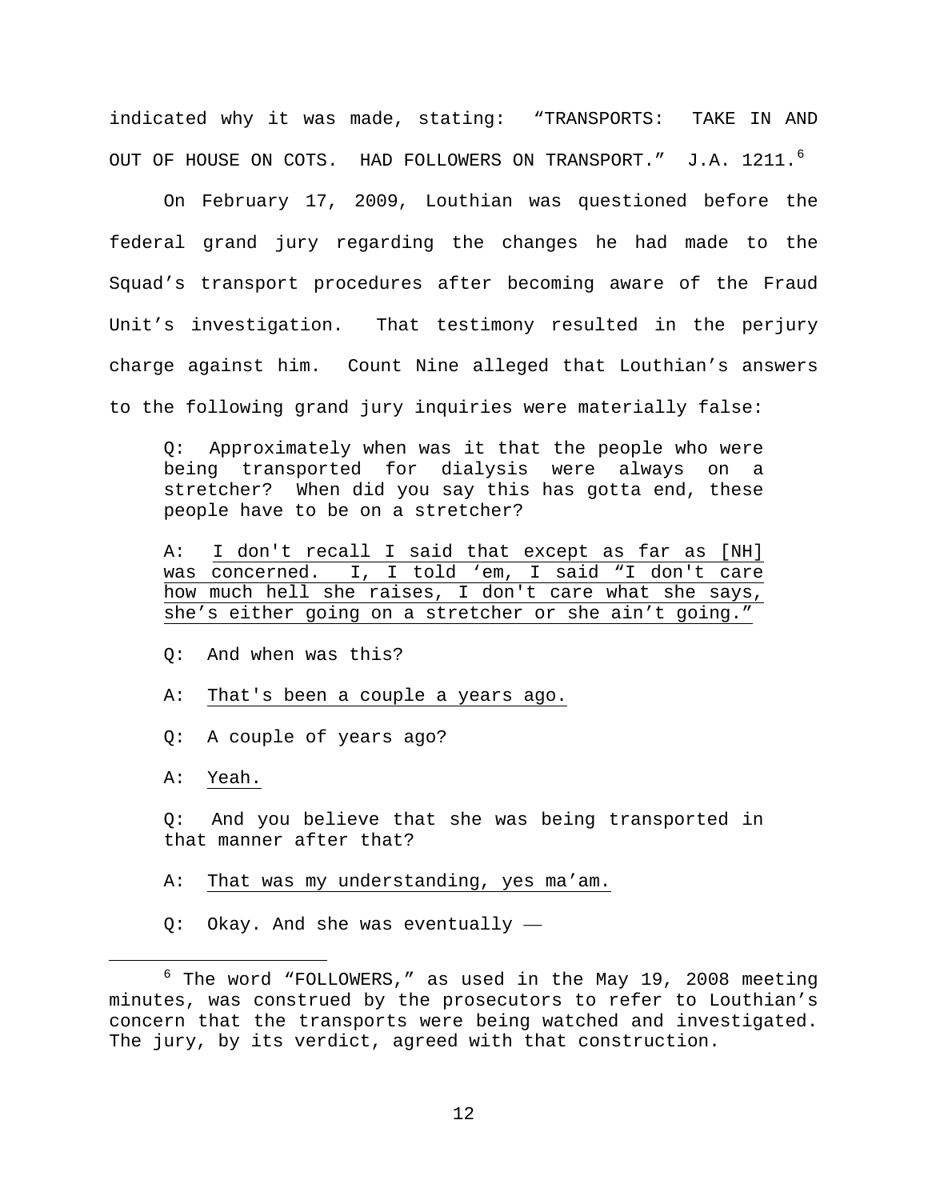indicated why it was made, stating: "TRANSPORTS: TAKE IN AND OUT OF HOUSE ON COTS. HAD FOLLOWERS ON TRANSPORT." J.A. 1211.[6]

On February 17, 2009, Louthian was questioned before the federal grand jury regarding the changes he had made to the Squad's transport procedures after becoming aware of the Fraud Unit's investigation. That testimony resulted in the perjury charge against him. Count Nine alleged that Louthian's answers to the following grand jury inquiries were materially false:

> Q: Approximately when was it that the people who were being transported for dialysis were always on a stretcher? When did you say this has gotta end, these people have to be on a stretcher?
>
> A: <u>I don't recall I said that except as far as [NH] was concerned. I, I told 'em, I said "I don't care how much hell she raises, I don't care what she says, she's either going on a stretcher or she ain't going."</u>
>
> Q: And when was this?
>
> A: <u>That's been a couple a years ago.</u>
>
> Q: A couple of years ago?
>
> A: <u>Yeah.</u>
>
> Q: And you believe that she was being transported in that manner after that?
>
> A: <u>That was my understanding, yes ma'am.</u>
>
> Q: Okay. And she was eventually ——

[6] The word "FOLLOWERS," as used in the May 19, 2008 meeting minutes, was construed by the prosecutors to refer to Louthian's concern that the transports were being watched and investigated. The jury, by its verdict, agreed with that construction.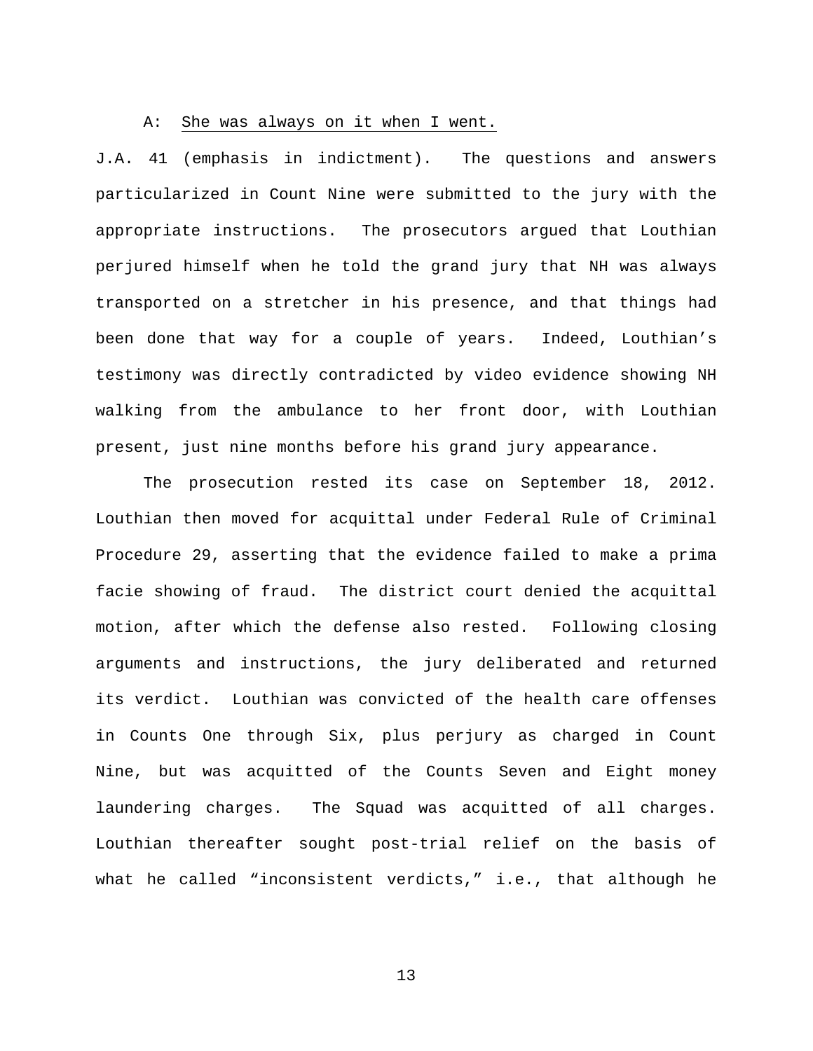A: <u>She was always on it when I went.</u>

J.A. 41 (emphasis in indictment). The questions and answers particularized in Count Nine were submitted to the jury with the appropriate instructions. The prosecutors argued that Louthian perjured himself when he told the grand jury that NH was always transported on a stretcher in his presence, and that things had been done that way for a couple of years. Indeed, Louthian's testimony was directly contradicted by video evidence showing NH walking from the ambulance to her front door, with Louthian present, just nine months before his grand jury appearance.

The prosecution rested its case on September 18, 2012. Louthian then moved for acquittal under Federal Rule of Criminal Procedure 29, asserting that the evidence failed to make a prima facie showing of fraud. The district court denied the acquittal motion, after which the defense also rested. Following closing arguments and instructions, the jury deliberated and returned its verdict. Louthian was convicted of the health care offenses in Counts One through Six, plus perjury as charged in Count Nine, but was acquitted of the Counts Seven and Eight money laundering charges. The Squad was acquitted of all charges. Louthian thereafter sought post-trial relief on the basis of what he called "inconsistent verdicts," i.e., that although he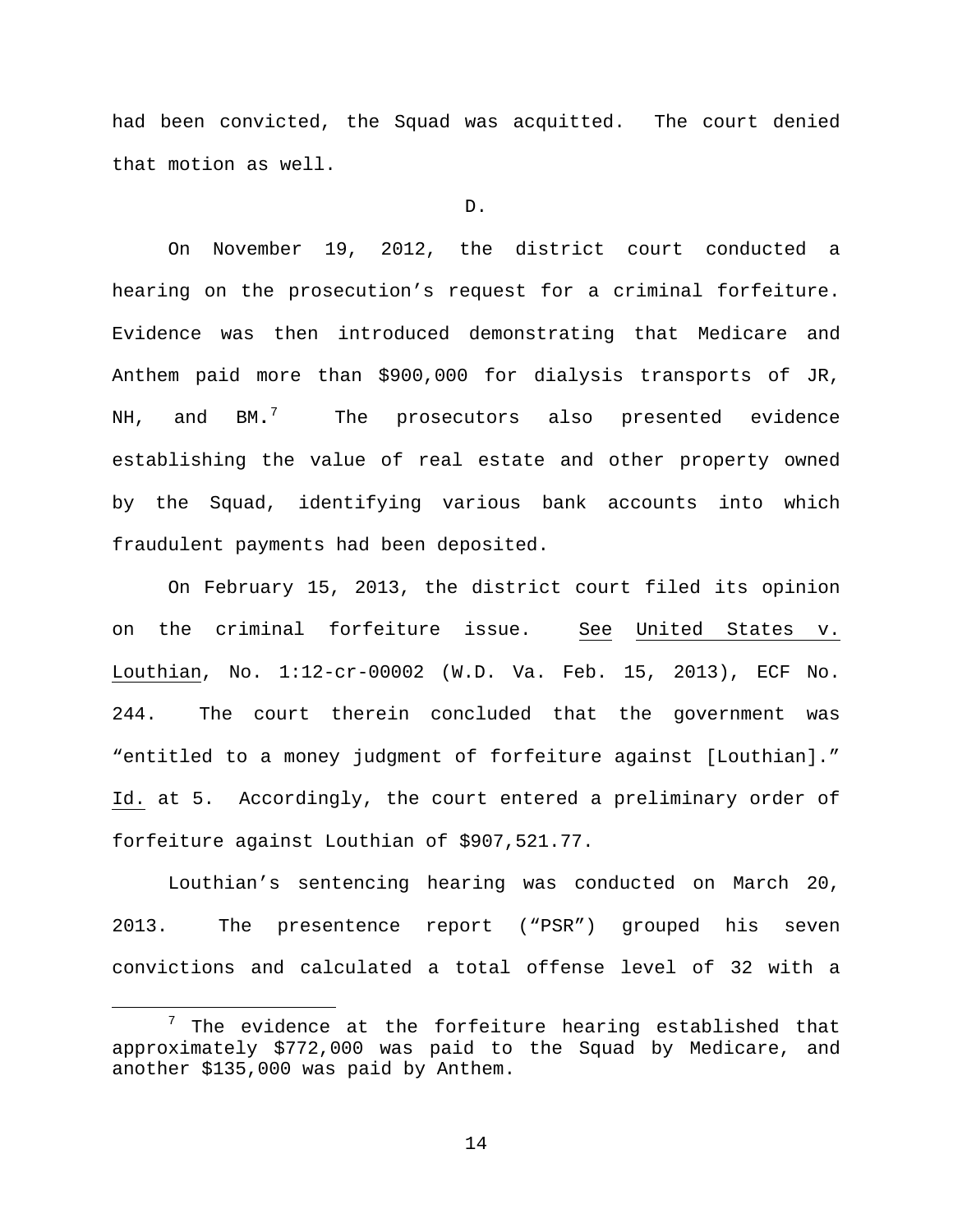had been convicted, the Squad was acquitted. The court denied that motion as well.

D.

On November 19, 2012, the district court conducted a hearing on the prosecution's request for a criminal forfeiture. Evidence was then introduced demonstrating that Medicare and Anthem paid more than $900,000 for dialysis transports of JR, NH, and BM.[7] The prosecutors also presented evidence establishing the value of real estate and other property owned by the Squad, identifying various bank accounts into which fraudulent payments had been deposited.

On February 15, 2013, the district court filed its opinion on the criminal forfeiture issue. See United States v. Louthian, No. 1:12-cr-00002 (W.D. Va. Feb. 15, 2013), ECF No. 244. The court therein concluded that the government was "entitled to a money judgment of forfeiture against [Louthian]." Id. at 5. Accordingly, the court entered a preliminary order of forfeiture against Louthian of $907,521.77.

Louthian's sentencing hearing was conducted on March 20, 2013. The presentence report ("PSR") grouped his seven convictions and calculated a total offense level of 32 with a

[7] The evidence at the forfeiture hearing established that approximately $772,000 was paid to the Squad by Medicare, and another $135,000 was paid by Anthem.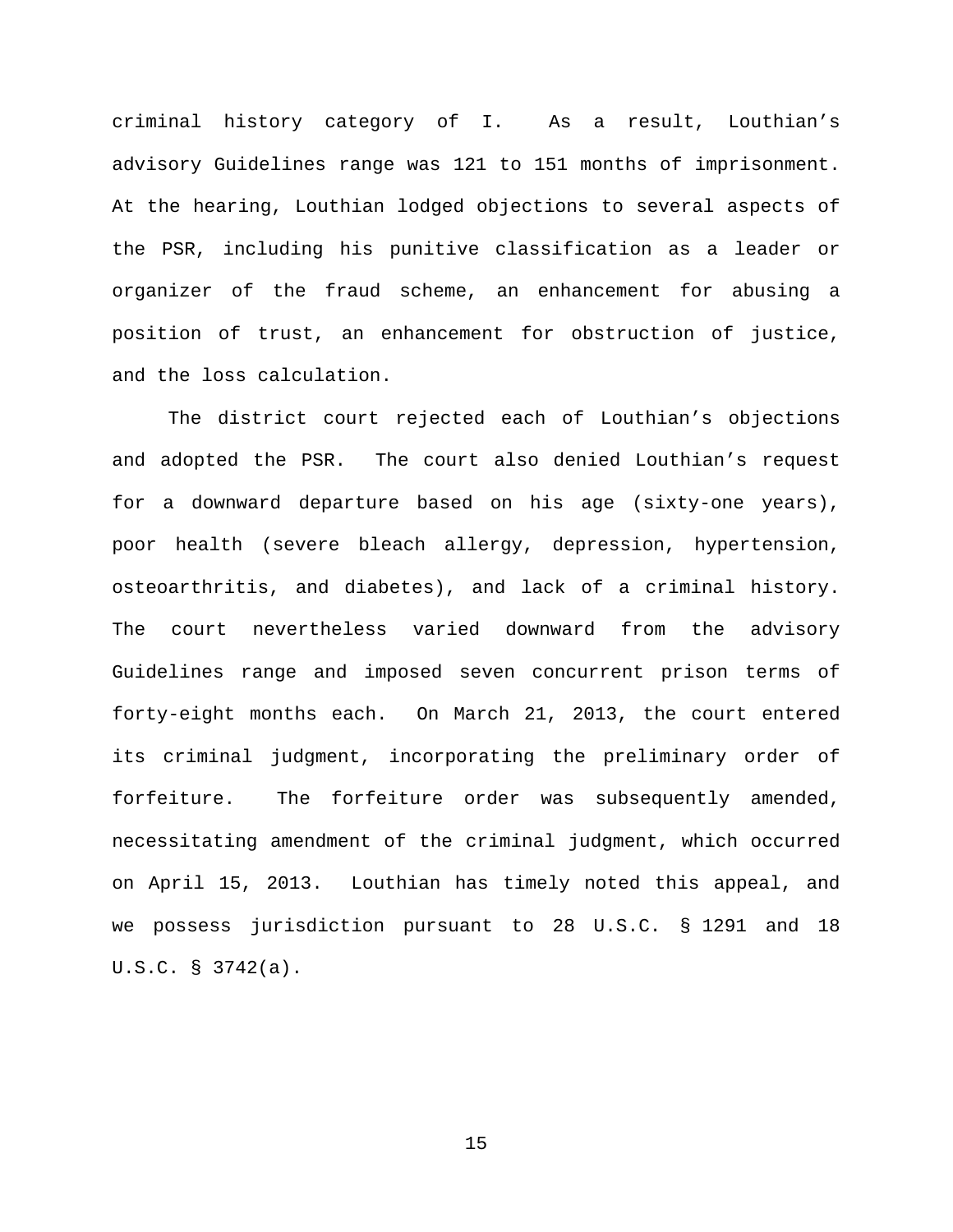criminal history category of I. As a result, Louthian's advisory Guidelines range was 121 to 151 months of imprisonment. At the hearing, Louthian lodged objections to several aspects of the PSR, including his punitive classification as a leader or organizer of the fraud scheme, an enhancement for abusing a position of trust, an enhancement for obstruction of justice, and the loss calculation.

The district court rejected each of Louthian's objections and adopted the PSR. The court also denied Louthian's request for a downward departure based on his age (sixty-one years), poor health (severe bleach allergy, depression, hypertension, osteoarthritis, and diabetes), and lack of a criminal history. The court nevertheless varied downward from the advisory Guidelines range and imposed seven concurrent prison terms of forty-eight months each. On March 21, 2013, the court entered its criminal judgment, incorporating the preliminary order of forfeiture. The forfeiture order was subsequently amended, necessitating amendment of the criminal judgment, which occurred on April 15, 2013. Louthian has timely noted this appeal, and we possess jurisdiction pursuant to 28 U.S.C. § 1291 and 18 U.S.C. § 3742(a).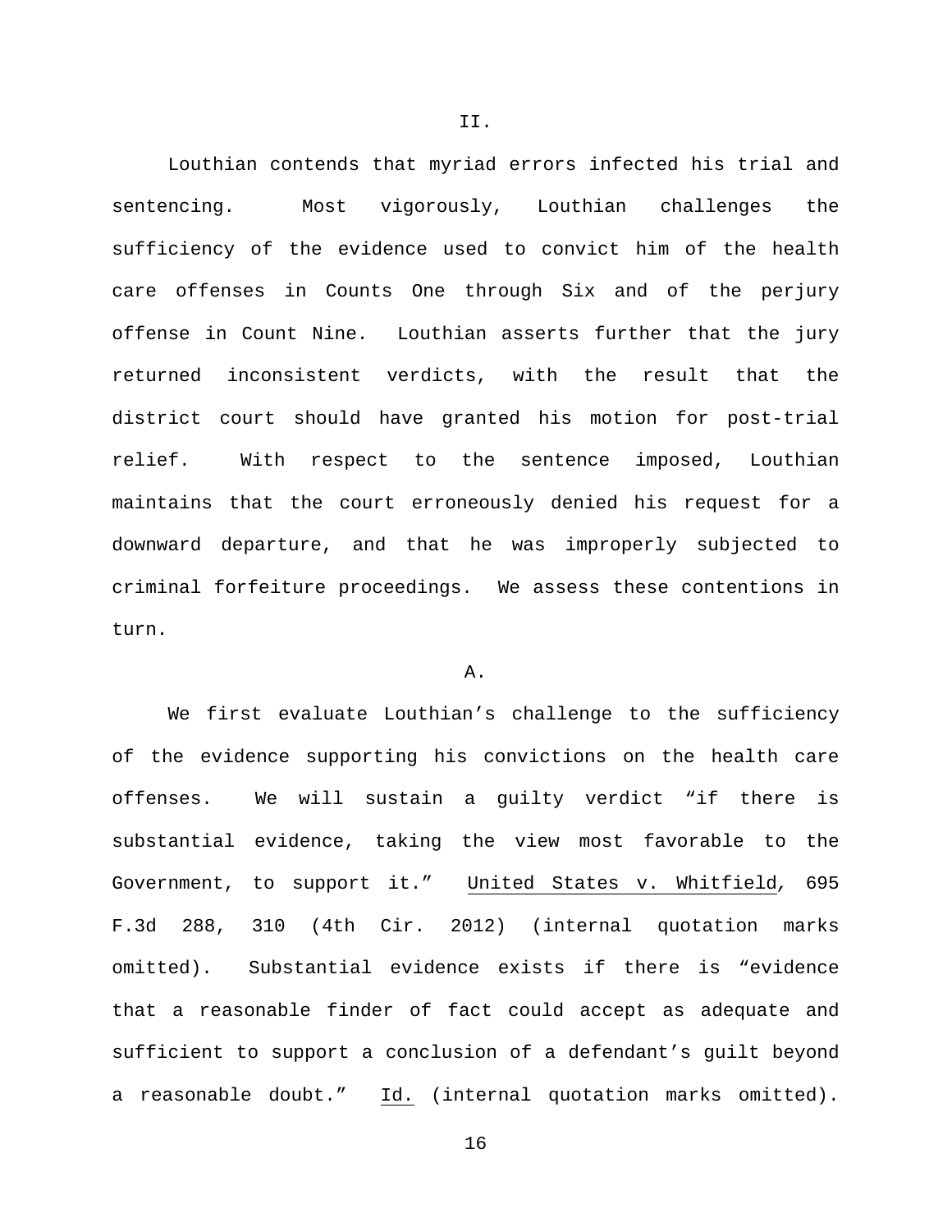## II.

Louthian contends that myriad errors infected his trial and sentencing. Most vigorously, Louthian challenges the sufficiency of the evidence used to convict him of the health care offenses in Counts One through Six and of the perjury offense in Count Nine. Louthian asserts further that the jury returned inconsistent verdicts, with the result that the district court should have granted his motion for post-trial relief. With respect to the sentence imposed, Louthian maintains that the court erroneously denied his request for a downward departure, and that he was improperly subjected to criminal forfeiture proceedings. We assess these contentions in turn.

### A.

We first evaluate Louthian's challenge to the sufficiency of the evidence supporting his convictions on the health care offenses. We will sustain a guilty verdict "if there is substantial evidence, taking the view most favorable to the Government, to support it." United States v. Whitfield, 695 F.3d 288, 310 (4th Cir. 2012) (internal quotation marks omitted). Substantial evidence exists if there is "evidence that a reasonable finder of fact could accept as adequate and sufficient to support a conclusion of a defendant's guilt beyond a reasonable doubt." Id. (internal quotation marks omitted).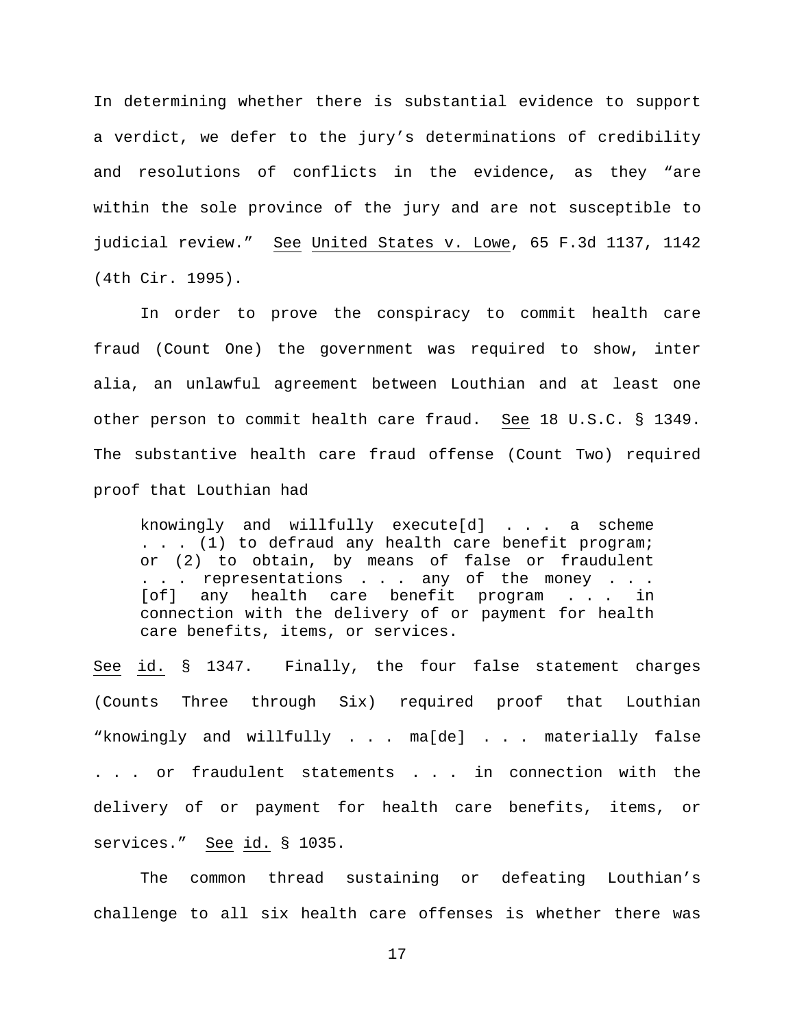In determining whether there is substantial evidence to support a verdict, we defer to the jury's determinations of credibility and resolutions of conflicts in the evidence, as they "are within the sole province of the jury and are not susceptible to judicial review." See United States v. Lowe, 65 F.3d 1137, 1142 (4th Cir. 1995).

In order to prove the conspiracy to commit health care fraud (Count One) the government was required to show, inter alia, an unlawful agreement between Louthian and at least one other person to commit health care fraud. See 18 U.S.C. § 1349. The substantive health care fraud offense (Count Two) required proof that Louthian had

> knowingly and willfully execute[d] . . . a scheme . . . (1) to defraud any health care benefit program; or (2) to obtain, by means of false or fraudulent . . . representations . . . any of the money . . . [of] any health care benefit program . . . in connection with the delivery of or payment for health care benefits, items, or services.

See id. § 1347. Finally, the four false statement charges (Counts Three through Six) required proof that Louthian "knowingly and willfully . . . ma[de] . . . materially false . . . or fraudulent statements . . . in connection with the delivery of or payment for health care benefits, items, or services." See id. § 1035.

The common thread sustaining or defeating Louthian's challenge to all six health care offenses is whether there was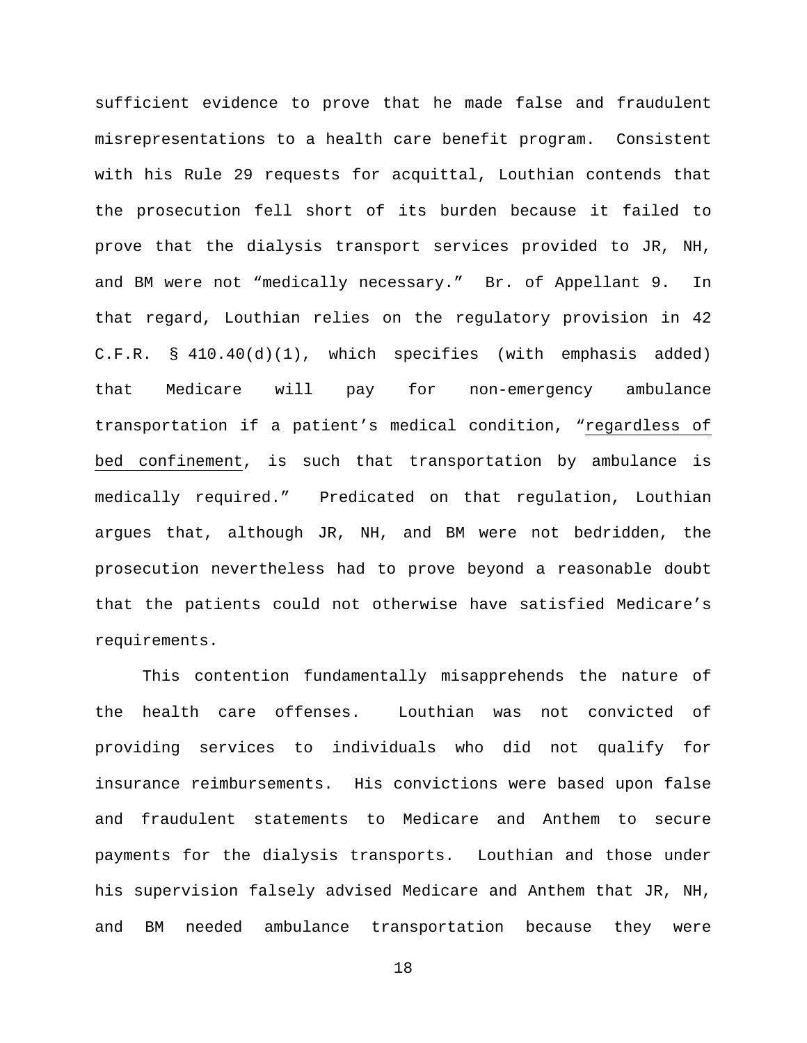sufficient evidence to prove that he made false and fraudulent misrepresentations to a health care benefit program. Consistent with his Rule 29 requests for acquittal, Louthian contends that the prosecution fell short of its burden because it failed to prove that the dialysis transport services provided to JR, NH, and BM were not "medically necessary." Br. of Appellant 9. In that regard, Louthian relies on the regulatory provision in 42 C.F.R. § 410.40(d)(1), which specifies (with emphasis added) that Medicare will pay for non-emergency ambulance transportation if a patient's medical condition, "<u>regardless of bed confinement</u>, is such that transportation by ambulance is medically required." Predicated on that regulation, Louthian argues that, although JR, NH, and BM were not bedridden, the prosecution nevertheless had to prove beyond a reasonable doubt that the patients could not otherwise have satisfied Medicare's requirements.

This contention fundamentally misapprehends the nature of the health care offenses. Louthian was not convicted of providing services to individuals who did not qualify for insurance reimbursements. His convictions were based upon false and fraudulent statements to Medicare and Anthem to secure payments for the dialysis transports. Louthian and those under his supervision falsely advised Medicare and Anthem that JR, NH, and BM needed ambulance transportation because they were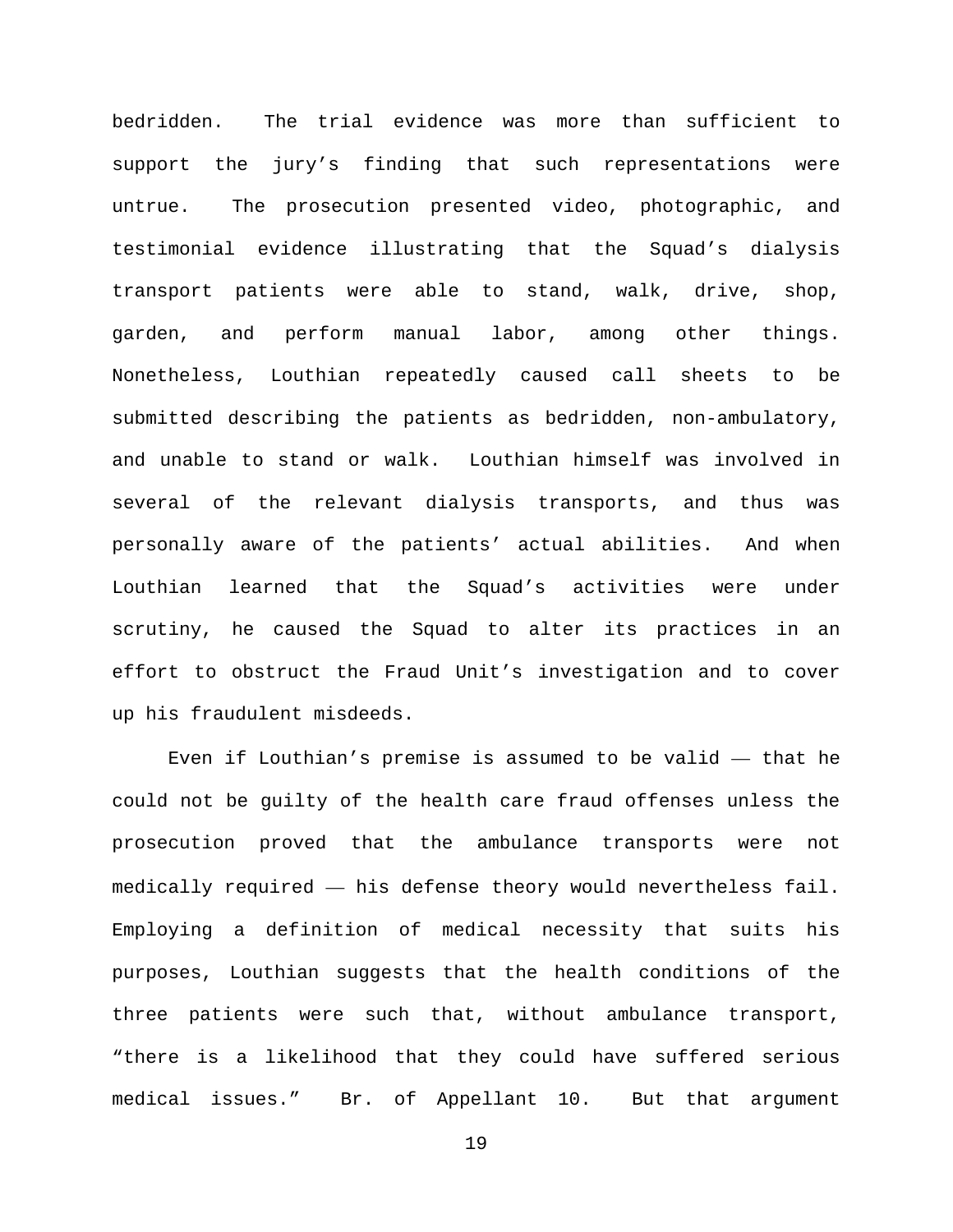bedridden. The trial evidence was more than sufficient to support the jury's finding that such representations were untrue. The prosecution presented video, photographic, and testimonial evidence illustrating that the Squad's dialysis transport patients were able to stand, walk, drive, shop, garden, and perform manual labor, among other things. Nonetheless, Louthian repeatedly caused call sheets to be submitted describing the patients as bedridden, non-ambulatory, and unable to stand or walk. Louthian himself was involved in several of the relevant dialysis transports, and thus was personally aware of the patients' actual abilities. And when Louthian learned that the Squad's activities were under scrutiny, he caused the Squad to alter its practices in an effort to obstruct the Fraud Unit's investigation and to cover up his fraudulent misdeeds.

Even if Louthian's premise is assumed to be valid — that he could not be guilty of the health care fraud offenses unless the prosecution proved that the ambulance transports were not medically required — his defense theory would nevertheless fail. Employing a definition of medical necessity that suits his purposes, Louthian suggests that the health conditions of the three patients were such that, without ambulance transport, "there is a likelihood that they could have suffered serious medical issues." Br. of Appellant 10. But that argument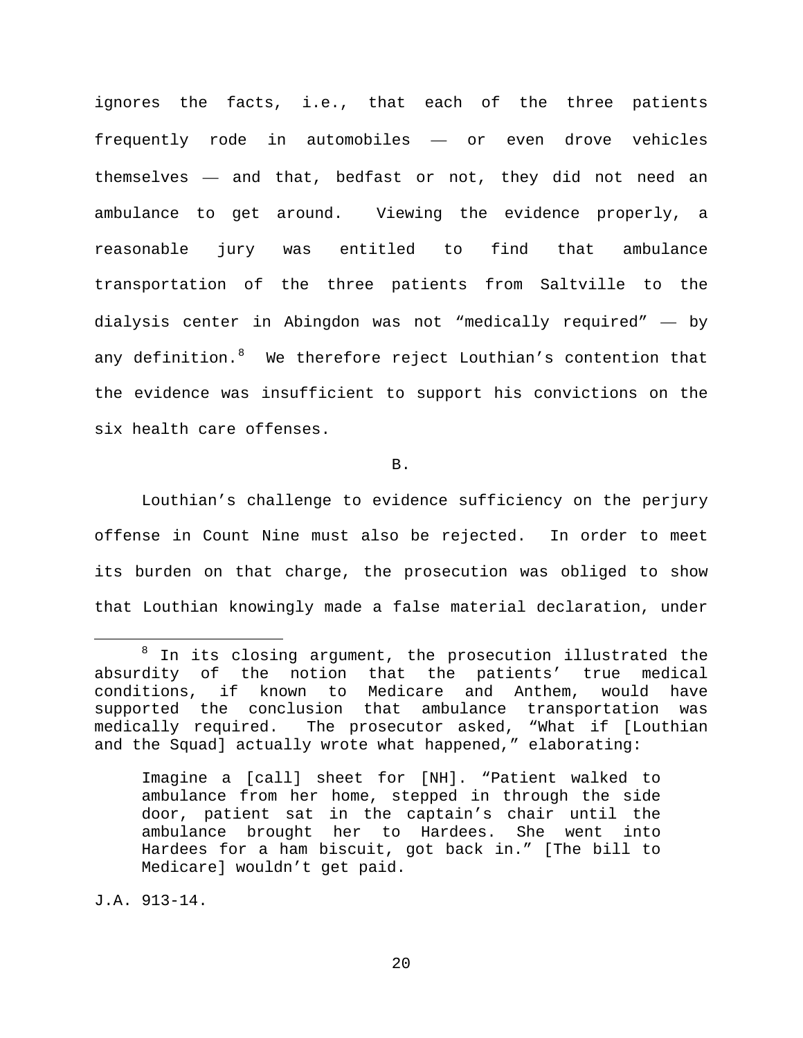ignores the facts, i.e., that each of the three patients frequently rode in automobiles — or even drove vehicles themselves — and that, bedfast or not, they did not need an ambulance to get around. Viewing the evidence properly, a reasonable jury was entitled to find that ambulance transportation of the three patients from Saltville to the dialysis center in Abingdon was not "medically required" — by any definition.[8] We therefore reject Louthian's contention that the evidence was insufficient to support his convictions on the six health care offenses.

B.

Louthian's challenge to evidence sufficiency on the perjury offense in Count Nine must also be rejected. In order to meet its burden on that charge, the prosecution was obliged to show that Louthian knowingly made a false material declaration, under

---

[8] In its closing argument, the prosecution illustrated the absurdity of the notion that the patients' true medical conditions, if known to Medicare and Anthem, would have supported the conclusion that ambulance transportation was medically required. The prosecutor asked, "What if [Louthian and the Squad] actually wrote what happened," elaborating:

> Imagine a [call] sheet for [NH]. "Patient walked to ambulance from her home, stepped in through the side door, patient sat in the captain's chair until the ambulance brought her to Hardees. She went into Hardees for a ham biscuit, got back in." [The bill to Medicare] wouldn't get paid.

J.A. 913-14.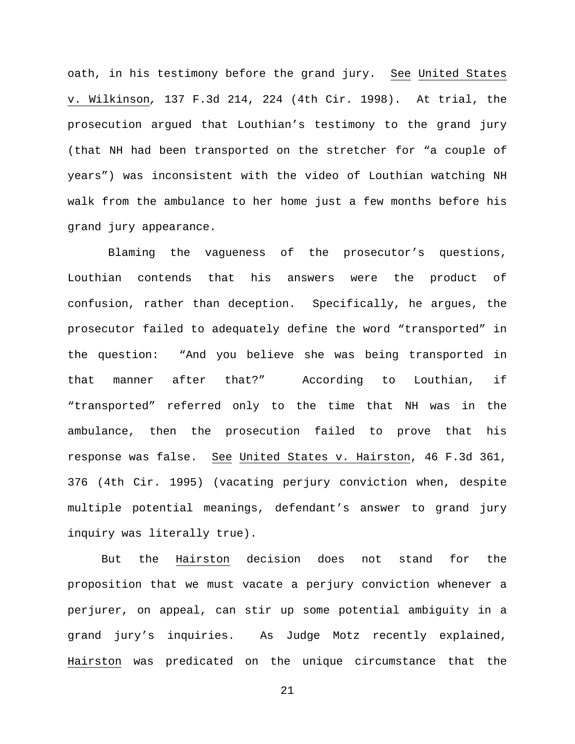oath, in his testimony before the grand jury. See United States v. Wilkinson, 137 F.3d 214, 224 (4th Cir. 1998). At trial, the prosecution argued that Louthian's testimony to the grand jury (that NH had been transported on the stretcher for "a couple of years") was inconsistent with the video of Louthian watching NH walk from the ambulance to her home just a few months before his grand jury appearance.

Blaming the vagueness of the prosecutor's questions, Louthian contends that his answers were the product of confusion, rather than deception. Specifically, he argues, the prosecutor failed to adequately define the word "transported" in the question: "And you believe she was being transported in that manner after that?" According to Louthian, if "transported" referred only to the time that NH was in the ambulance, then the prosecution failed to prove that his response was false. See United States v. Hairston, 46 F.3d 361, 376 (4th Cir. 1995) (vacating perjury conviction when, despite multiple potential meanings, defendant's answer to grand jury inquiry was literally true).

But the Hairston decision does not stand for the proposition that we must vacate a perjury conviction whenever a perjurer, on appeal, can stir up some potential ambiguity in a grand jury's inquiries. As Judge Motz recently explained, Hairston was predicated on the unique circumstance that the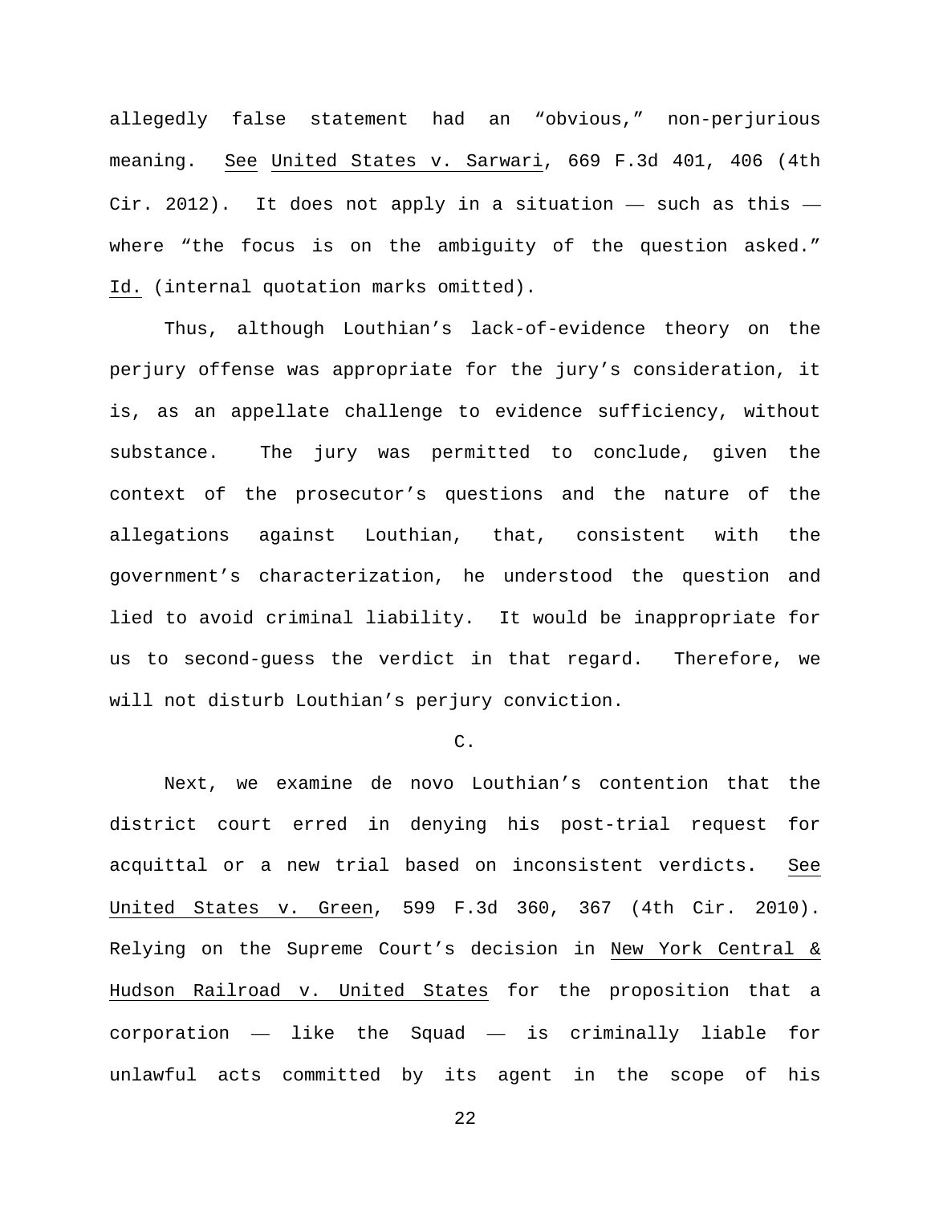allegedly false statement had an "obvious," non-perjurious meaning. See United States v. Sarwari, 669 F.3d 401, 406 (4th Cir. 2012). It does not apply in a situation — such as this — where "the focus is on the ambiguity of the question asked." Id. (internal quotation marks omitted).

Thus, although Louthian's lack-of-evidence theory on the perjury offense was appropriate for the jury's consideration, it is, as an appellate challenge to evidence sufficiency, without substance. The jury was permitted to conclude, given the context of the prosecutor's questions and the nature of the allegations against Louthian, that, consistent with the government's characterization, he understood the question and lied to avoid criminal liability. It would be inappropriate for us to second-guess the verdict in that regard. Therefore, we will not disturb Louthian's perjury conviction.

C.

Next, we examine de novo Louthian's contention that the district court erred in denying his post-trial request for acquittal or a new trial based on inconsistent verdicts. See United States v. Green, 599 F.3d 360, 367 (4th Cir. 2010). Relying on the Supreme Court's decision in New York Central & Hudson Railroad v. United States for the proposition that a corporation — like the Squad — is criminally liable for unlawful acts committed by its agent in the scope of his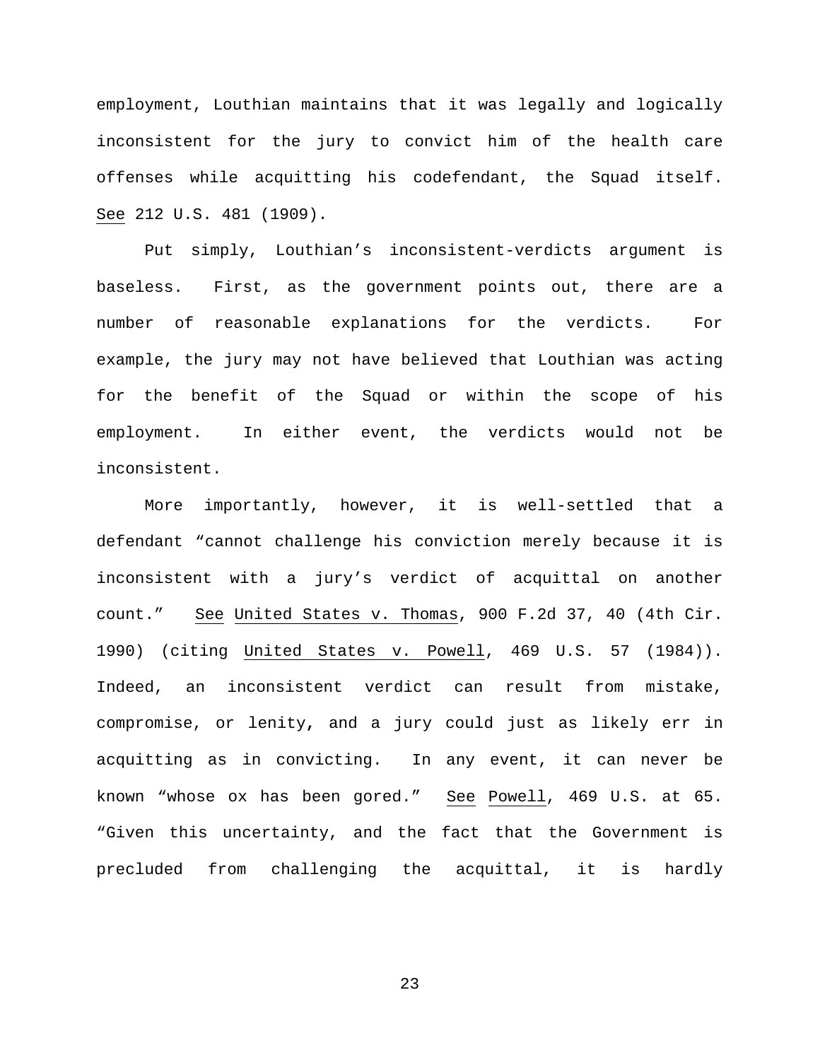employment, Louthian maintains that it was legally and logically inconsistent for the jury to convict him of the health care offenses while acquitting his codefendant, the Squad itself. See 212 U.S. 481 (1909).

Put simply, Louthian's inconsistent-verdicts argument is baseless. First, as the government points out, there are a number of reasonable explanations for the verdicts. For example, the jury may not have believed that Louthian was acting for the benefit of the Squad or within the scope of his employment. In either event, the verdicts would not be inconsistent.

More importantly, however, it is well-settled that a defendant "cannot challenge his conviction merely because it is inconsistent with a jury's verdict of acquittal on another count." See United States v. Thomas, 900 F.2d 37, 40 (4th Cir. 1990) (citing United States v. Powell, 469 U.S. 57 (1984)). Indeed, an inconsistent verdict can result from mistake, compromise, or lenity, and a jury could just as likely err in acquitting as in convicting. In any event, it can never be known "whose ox has been gored." See Powell, 469 U.S. at 65. "Given this uncertainty, and the fact that the Government is precluded from challenging the acquittal, it is hardly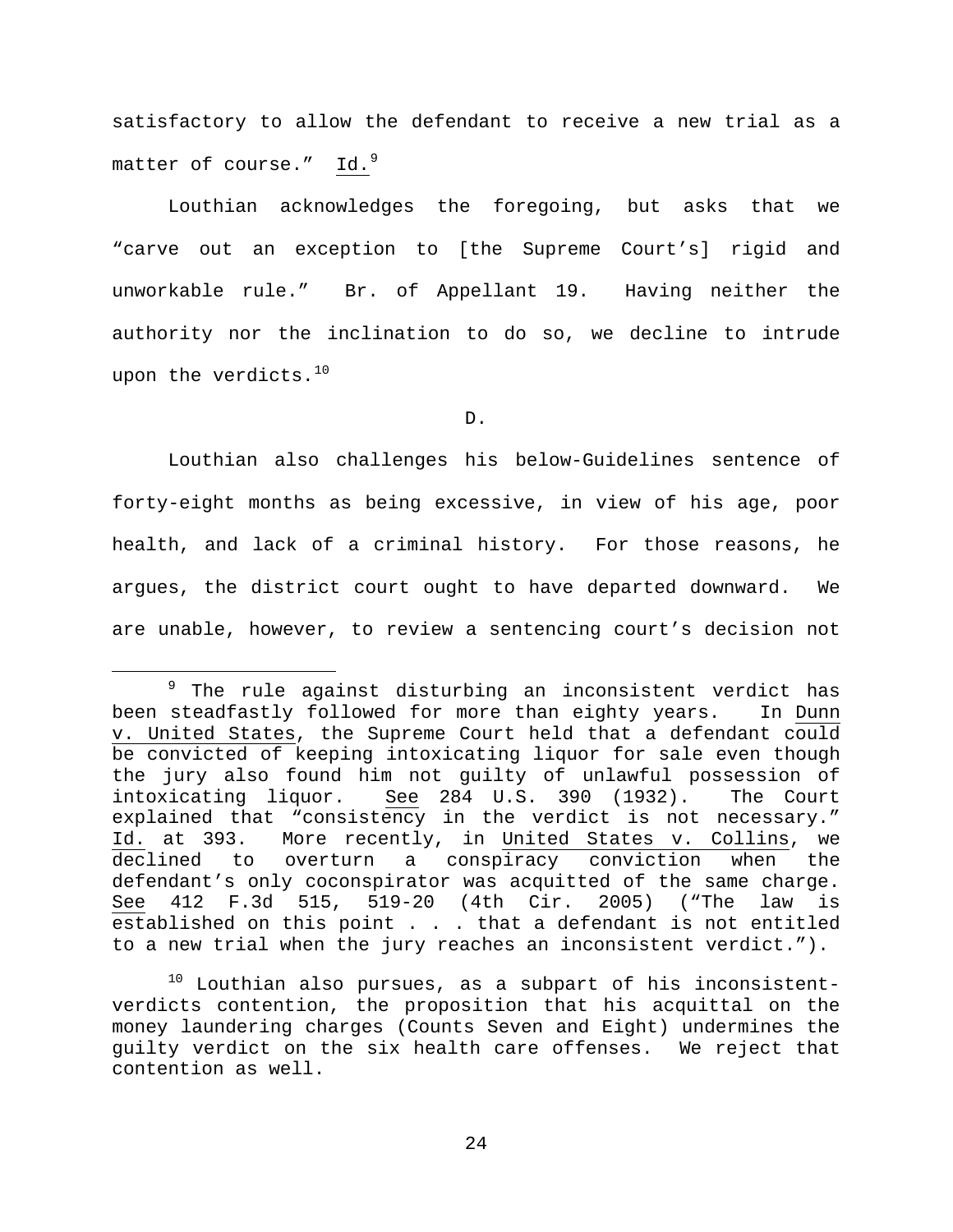satisfactory to allow the defendant to receive a new trial as a matter of course." Id.[9]

Louthian acknowledges the foregoing, but asks that we "carve out an exception to [the Supreme Court's] rigid and unworkable rule." Br. of Appellant 19. Having neither the authority nor the inclination to do so, we decline to intrude upon the verdicts.[10]

D.

Louthian also challenges his below-Guidelines sentence of forty-eight months as being excessive, in view of his age, poor health, and lack of a criminal history. For those reasons, he argues, the district court ought to have departed downward. We are unable, however, to review a sentencing court's decision not

---

[9] The rule against disturbing an inconsistent verdict has been steadfastly followed for more than eighty years. In Dunn v. United States, the Supreme Court held that a defendant could be convicted of keeping intoxicating liquor for sale even though the jury also found him not guilty of unlawful possession of intoxicating liquor. See 284 U.S. 390 (1932). The Court explained that "consistency in the verdict is not necessary." Id. at 393. More recently, in United States v. Collins, we declined to overturn a conspiracy conviction when the defendant's only coconspirator was acquitted of the same charge. See 412 F.3d 515, 519-20 (4th Cir. 2005) ("The law is established on this point . . . that a defendant is not entitled to a new trial when the jury reaches an inconsistent verdict.").

[10] Louthian also pursues, as a subpart of his inconsistent-verdicts contention, the proposition that his acquittal on the money laundering charges (Counts Seven and Eight) undermines the guilty verdict on the six health care offenses. We reject that contention as well.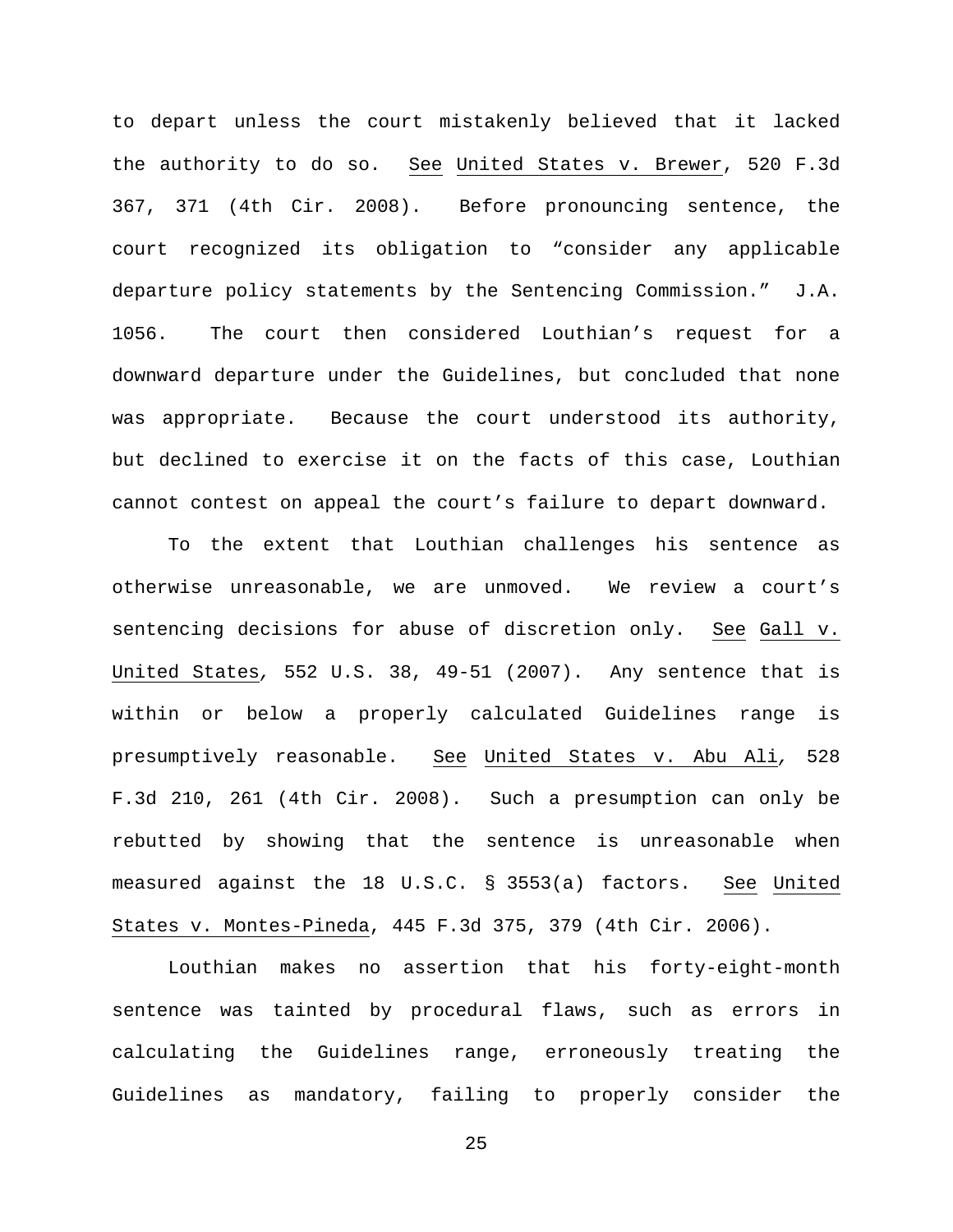to depart unless the court mistakenly believed that it lacked the authority to do so. See United States v. Brewer, 520 F.3d 367, 371 (4th Cir. 2008). Before pronouncing sentence, the court recognized its obligation to "consider any applicable departure policy statements by the Sentencing Commission." J.A. 1056. The court then considered Louthian's request for a downward departure under the Guidelines, but concluded that none was appropriate. Because the court understood its authority, but declined to exercise it on the facts of this case, Louthian cannot contest on appeal the court's failure to depart downward.

To the extent that Louthian challenges his sentence as otherwise unreasonable, we are unmoved. We review a court's sentencing decisions for abuse of discretion only. See Gall v. United States, 552 U.S. 38, 49-51 (2007). Any sentence that is within or below a properly calculated Guidelines range is presumptively reasonable. See United States v. Abu Ali, 528 F.3d 210, 261 (4th Cir. 2008). Such a presumption can only be rebutted by showing that the sentence is unreasonable when measured against the 18 U.S.C. § 3553(a) factors. See United States v. Montes-Pineda, 445 F.3d 375, 379 (4th Cir. 2006).

Louthian makes no assertion that his forty-eight-month sentence was tainted by procedural flaws, such as errors in calculating the Guidelines range, erroneously treating the Guidelines as mandatory, failing to properly consider the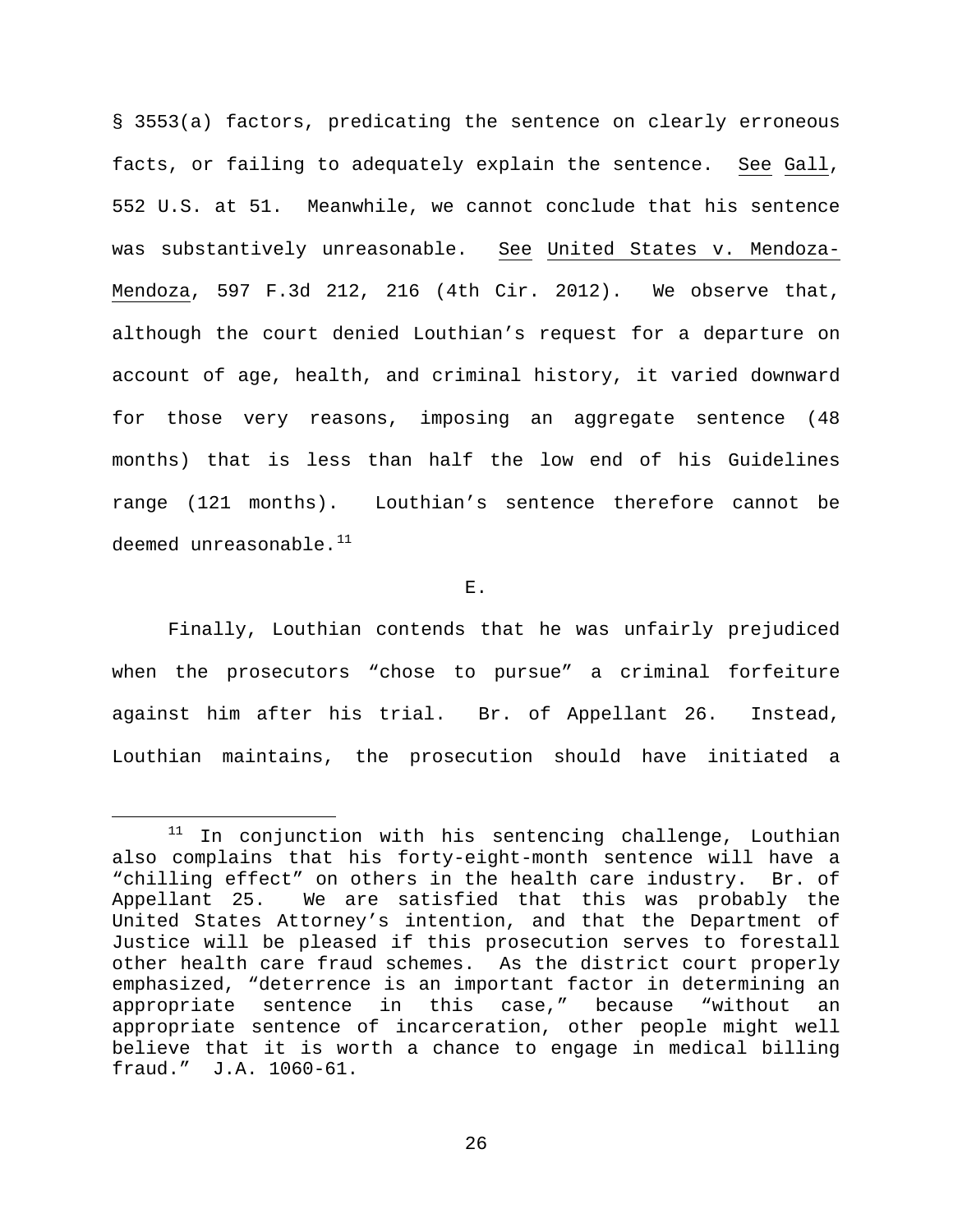§ 3553(a) factors, predicating the sentence on clearly erroneous facts, or failing to adequately explain the sentence. See Gall, 552 U.S. at 51. Meanwhile, we cannot conclude that his sentence was substantively unreasonable. See United States v. Mendoza-Mendoza, 597 F.3d 212, 216 (4th Cir. 2012). We observe that, although the court denied Louthian's request for a departure on account of age, health, and criminal history, it varied downward for those very reasons, imposing an aggregate sentence (48 months) that is less than half the low end of his Guidelines range (121 months). Louthian's sentence therefore cannot be deemed unreasonable.[11]

E.

Finally, Louthian contends that he was unfairly prejudiced when the prosecutors "chose to pursue" a criminal forfeiture against him after his trial. Br. of Appellant 26. Instead, Louthian maintains, the prosecution should have initiated a

---

[11] In conjunction with his sentencing challenge, Louthian also complains that his forty-eight-month sentence will have a "chilling effect" on others in the health care industry. Br. of Appellant 25. We are satisfied that this was probably the United States Attorney's intention, and that the Department of Justice will be pleased if this prosecution serves to forestall other health care fraud schemes. As the district court properly emphasized, "deterrence is an important factor in determining an appropriate sentence in this case," because "without an appropriate sentence of incarceration, other people might well believe that it is worth a chance to engage in medical billing fraud." J.A. 1060-61.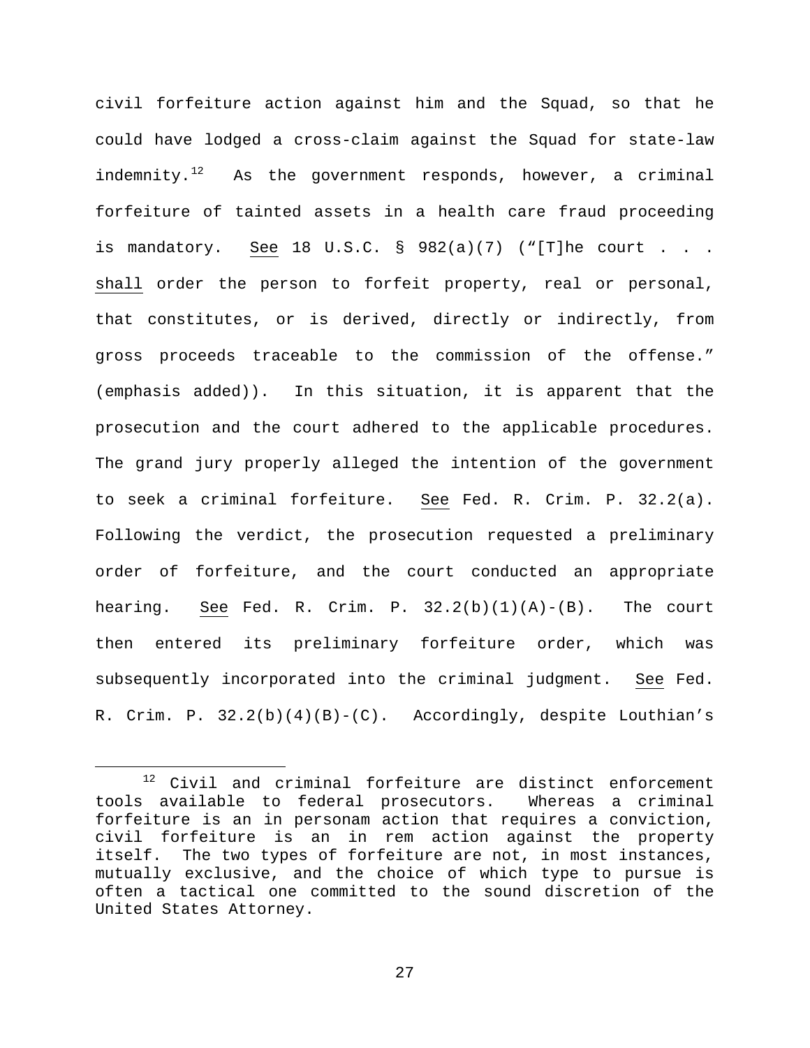civil forfeiture action against him and the Squad, so that he could have lodged a cross-claim against the Squad for state-law indemnity.[12] As the government responds, however, a criminal forfeiture of tainted assets in a health care fraud proceeding is mandatory. See 18 U.S.C. § 982(a)(7) ("[T]he court . . . shall order the person to forfeit property, real or personal, that constitutes, or is derived, directly or indirectly, from gross proceeds traceable to the commission of the offense." (emphasis added)). In this situation, it is apparent that the prosecution and the court adhered to the applicable procedures. The grand jury properly alleged the intention of the government to seek a criminal forfeiture. See Fed. R. Crim. P. 32.2(a). Following the verdict, the prosecution requested a preliminary order of forfeiture, and the court conducted an appropriate hearing. See Fed. R. Crim. P. 32.2(b)(1)(A)-(B). The court then entered its preliminary forfeiture order, which was subsequently incorporated into the criminal judgment. See Fed. R. Crim. P. 32.2(b)(4)(B)-(C). Accordingly, despite Louthian's

[12] Civil and criminal forfeiture are distinct enforcement tools available to federal prosecutors. Whereas a criminal forfeiture is an in personam action that requires a conviction, civil forfeiture is an in rem action against the property itself. The two types of forfeiture are not, in most instances, mutually exclusive, and the choice of which type to pursue is often a tactical one committed to the sound discretion of the United States Attorney.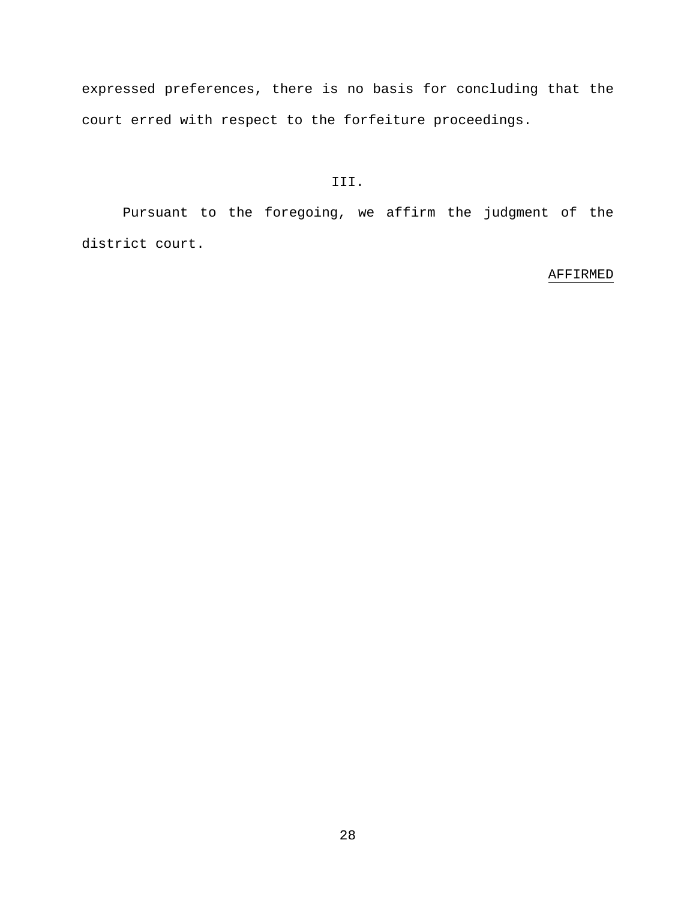expressed preferences, there is no basis for concluding that the court erred with respect to the forfeiture proceedings.

## III.

Pursuant to the foregoing, we affirm the judgment of the district court.

AFFIRMED